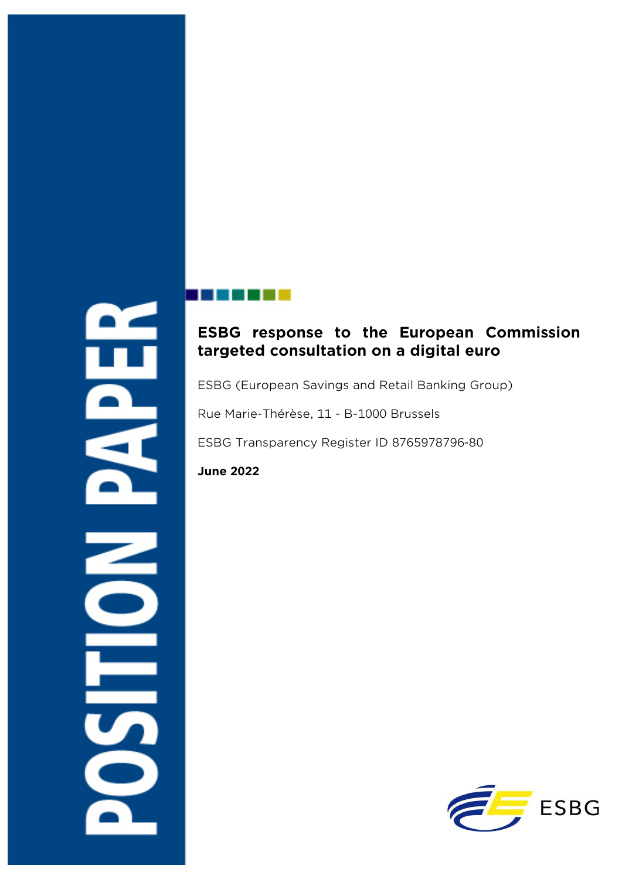POSITION PAPER

# ESBG response to the European Commission targeted consultation on a digital euro

ESBG (European Savings and Retail Banking Group)

Rue Marie-Thérèse, 11 - B-1000 Brussels

ESBG Transparency Register ID 8765978796-80

**June 2022**

ESBG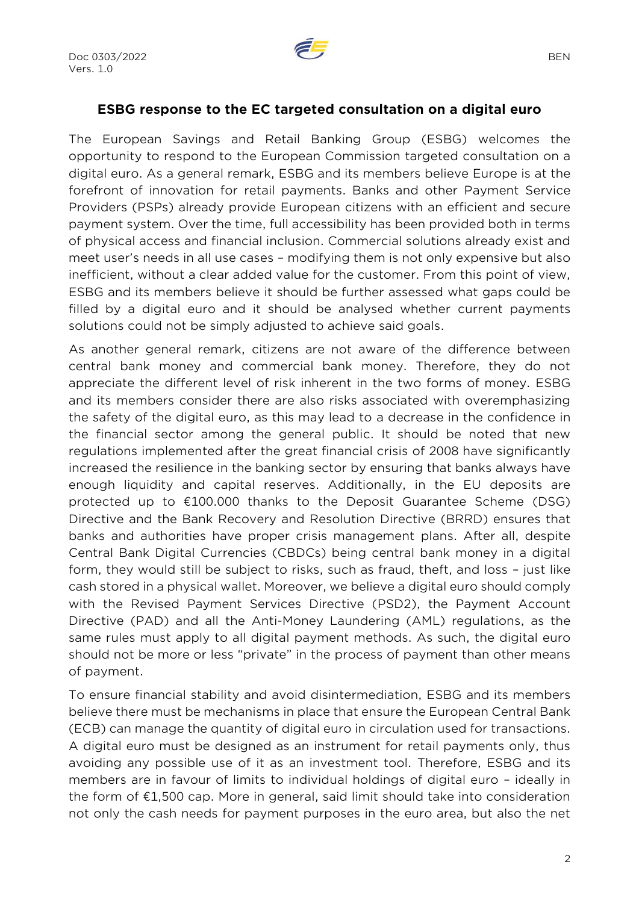## ESBG response to the EC targeted consultation on a digital euro

The European Savings and Retail Banking Group (ESBG) welcomes the opportunity to respond to the European Commission targeted consultation on a digital euro. As a general remark, ESBG and its members believe Europe is at the forefront of innovation for retail payments. Banks and other Payment Service Providers (PSPs) already provide European citizens with an efficient and secure payment system. Over the time, full accessibility has been provided both in terms of physical access and financial inclusion. Commercial solutions already exist and meet user's needs in all use cases – modifying them is not only expensive but also inefficient, without a clear added value for the customer. From this point of view, ESBG and its members believe it should be further assessed what gaps could be filled by a digital euro and it should be analysed whether current payments solutions could not be simply adjusted to achieve said goals.

As another general remark, citizens are not aware of the difference between central bank money and commercial bank money. Therefore, they do not appreciate the different level of risk inherent in the two forms of money. ESBG and its members consider there are also risks associated with overemphasizing the safety of the digital euro, as this may lead to a decrease in the confidence in the financial sector among the general public. It should be noted that new regulations implemented after the great financial crisis of 2008 have significantly increased the resilience in the banking sector by ensuring that banks always have enough liquidity and capital reserves. Additionally, in the EU deposits are protected up to €100.000 thanks to the Deposit Guarantee Scheme (DSG) Directive and the Bank Recovery and Resolution Directive (BRRD) ensures that banks and authorities have proper crisis management plans. After all, despite Central Bank Digital Currencies (CBDCs) being central bank money in a digital form, they would still be subject to risks, such as fraud, theft, and loss – just like cash stored in a physical wallet. Moreover, we believe a digital euro should comply with the Revised Payment Services Directive (PSD2), the Payment Account Directive (PAD) and all the Anti-Money Laundering (AML) regulations, as the same rules must apply to all digital payment methods. As such, the digital euro should not be more or less "private" in the process of payment than other means of payment.

To ensure financial stability and avoid disintermediation, ESBG and its members believe there must be mechanisms in place that ensure the European Central Bank (ECB) can manage the quantity of digital euro in circulation used for transactions. A digital euro must be designed as an instrument for retail payments only, thus avoiding any possible use of it as an investment tool. Therefore, ESBG and its members are in favour of limits to individual holdings of digital euro – ideally in the form of €1,500 cap. More in general, said limit should take into consideration not only the cash needs for payment purposes in the euro area, but also the net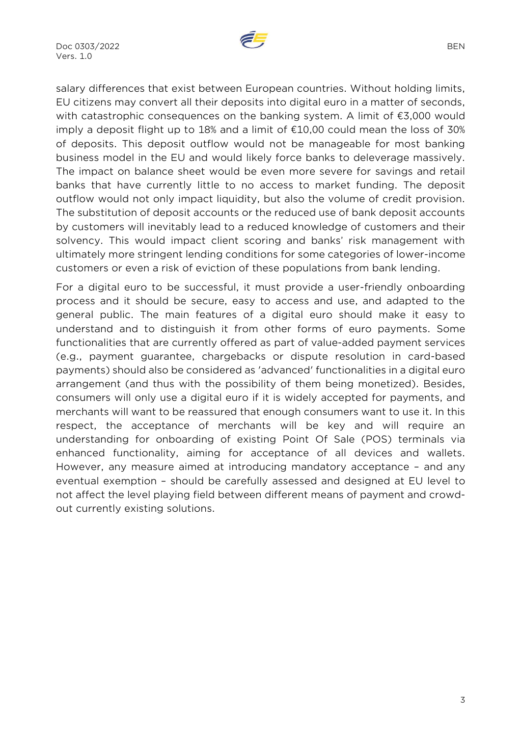salary differences that exist between European countries. Without holding limits, EU citizens may convert all their deposits into digital euro in a matter of seconds, with catastrophic consequences on the banking system. A limit of €3,000 would imply a deposit flight up to 18% and a limit of €10,00 could mean the loss of 30% of deposits. This deposit outflow would not be manageable for most banking business model in the EU and would likely force banks to deleverage massively. The impact on balance sheet would be even more severe for savings and retail banks that have currently little to no access to market funding. The deposit outflow would not only impact liquidity, but also the volume of credit provision. The substitution of deposit accounts or the reduced use of bank deposit accounts by customers will inevitably lead to a reduced knowledge of customers and their solvency. This would impact client scoring and banks' risk management with ultimately more stringent lending conditions for some categories of lower-income customers or even a risk of eviction of these populations from bank lending.

For a digital euro to be successful, it must provide a user-friendly onboarding process and it should be secure, easy to access and use, and adapted to the general public. The main features of a digital euro should make it easy to understand and to distinguish it from other forms of euro payments. Some functionalities that are currently offered as part of value-added payment services (e.g., payment guarantee, chargebacks or dispute resolution in card-based payments) should also be considered as 'advanced' functionalities in a digital euro arrangement (and thus with the possibility of them being monetized). Besides, consumers will only use a digital euro if it is widely accepted for payments, and merchants will want to be reassured that enough consumers want to use it. In this respect, the acceptance of merchants will be key and will require an understanding for onboarding of existing Point Of Sale (POS) terminals via enhanced functionality, aiming for acceptance of all devices and wallets. However, any measure aimed at introducing mandatory acceptance – and any eventual exemption – should be carefully assessed and designed at EU level to not affect the level playing field between different means of payment and crowd-out currently existing solutions.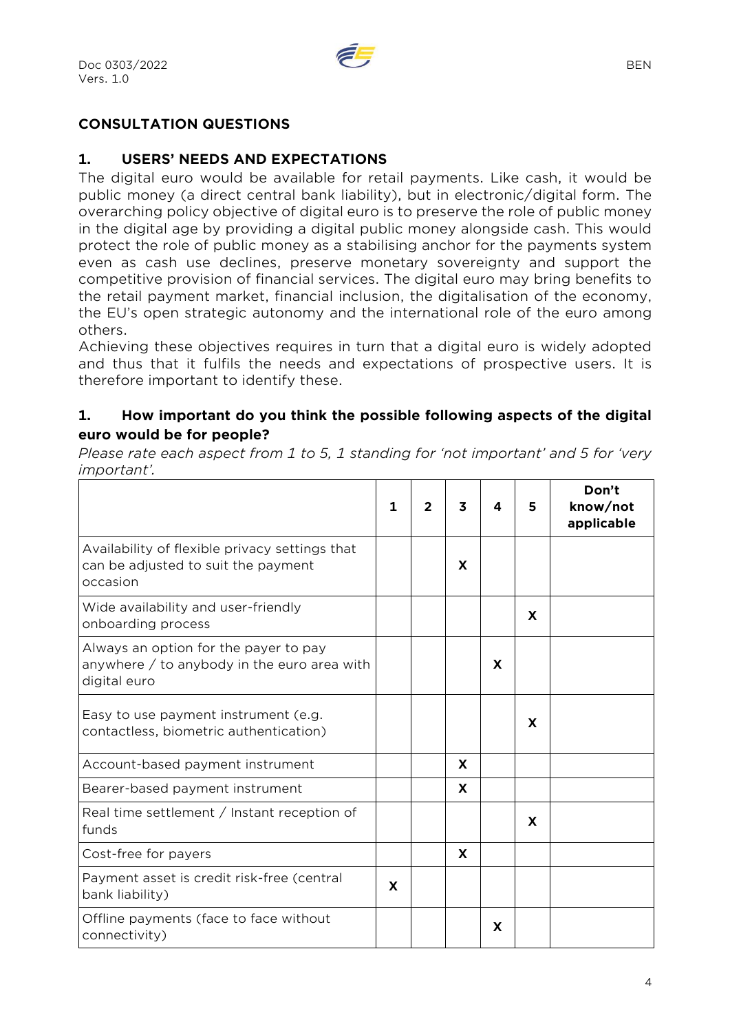## CONSULTATION QUESTIONS

### 1. USERS' NEEDS AND EXPECTATIONS

The digital euro would be available for retail payments. Like cash, it would be public money (a direct central bank liability), but in electronic/digital form. The overarching policy objective of digital euro is to preserve the role of public money in the digital age by providing a digital public money alongside cash. This would protect the role of public money as a stabilising anchor for the payments system even as cash use declines, preserve monetary sovereignty and support the competitive provision of financial services. The digital euro may bring benefits to the retail payment market, financial inclusion, the digitalisation of the economy, the EU's open strategic autonomy and the international role of the euro among others.

Achieving these objectives requires in turn that a digital euro is widely adopted and thus that it fulfils the needs and expectations of prospective users. It is therefore important to identify these.

**1. How important do you think the possible following aspects of the digital euro would be for people?**

*Please rate each aspect from 1 to 5, 1 standing for 'not important' and 5 for 'very important'.*

| | 1 | 2 | 3 | 4 | 5 | Don't know/not applicable |
|---|---|---|---|---|---|---|
| Availability of flexible privacy settings that can be adjusted to suit the payment occasion | | | X | | | |
| Wide availability and user-friendly onboarding process | | | | | X | |
| Always an option for the payer to pay anywhere / to anybody in the euro area with digital euro | | | | X | | |
| Easy to use payment instrument (e.g. contactless, biometric authentication) | | | | | X | |
| Account-based payment instrument | | | X | | | |
| Bearer-based payment instrument | | | X | | | |
| Real time settlement / Instant reception of funds | | | | | X | |
| Cost-free for payers | | | X | | | |
| Payment asset is credit risk-free (central bank liability) | X | | | | | |
| Offline payments (face to face without connectivity) | | | | X | | |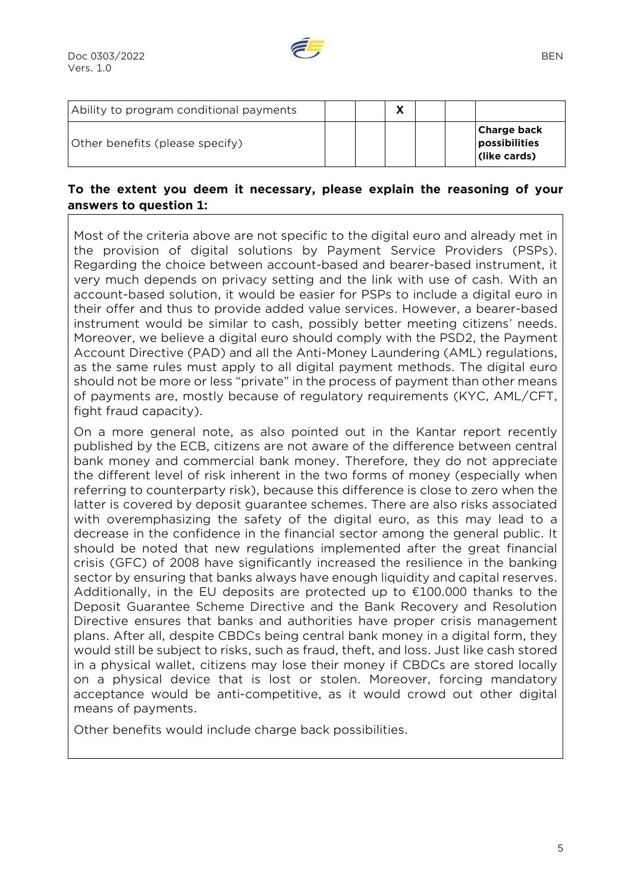| | | | | | | |
|---|---|---|---|---|---|---|
| Ability to program conditional payments | | | X | | | |
| Other benefits (please specify) | | | | | | **Charge back possibilities (like cards)** |

**To the extent you deem it necessary, please explain the reasoning of your answers to question 1:**

Most of the criteria above are not specific to the digital euro and already met in the provision of digital solutions by Payment Service Providers (PSPs). Regarding the choice between account-based and bearer-based instrument, it very much depends on privacy setting and the link with use of cash. With an account-based solution, it would be easier for PSPs to include a digital euro in their offer and thus to provide added value services. However, a bearer-based instrument would be similar to cash, possibly better meeting citizens' needs. Moreover, we believe a digital euro should comply with the PSD2, the Payment Account Directive (PAD) and all the Anti-Money Laundering (AML) regulations, as the same rules must apply to all digital payment methods. The digital euro should not be more or less "private" in the process of payment than other means of payments are, mostly because of regulatory requirements (KYC, AML/CFT, fight fraud capacity).

On a more general note, as also pointed out in the Kantar report recently published by the ECB, citizens are not aware of the difference between central bank money and commercial bank money. Therefore, they do not appreciate the different level of risk inherent in the two forms of money (especially when referring to counterparty risk), because this difference is close to zero when the latter is covered by deposit guarantee schemes. There are also risks associated with overemphasizing the safety of the digital euro, as this may lead to a decrease in the confidence in the financial sector among the general public. It should be noted that new regulations implemented after the great financial crisis (GFC) of 2008 have significantly increased the resilience in the banking sector by ensuring that banks always have enough liquidity and capital reserves. Additionally, in the EU deposits are protected up to €100.000 thanks to the Deposit Guarantee Scheme Directive and the Bank Recovery and Resolution Directive ensures that banks and authorities have proper crisis management plans. After all, despite CBDCs being central bank money in a digital form, they would still be subject to risks, such as fraud, theft, and loss. Just like cash stored in a physical wallet, citizens may lose their money if CBDCs are stored locally on a physical device that is lost or stolen. Moreover, forcing mandatory acceptance would be anti-competitive, as it would crowd out other digital means of payments.

Other benefits would include charge back possibilities.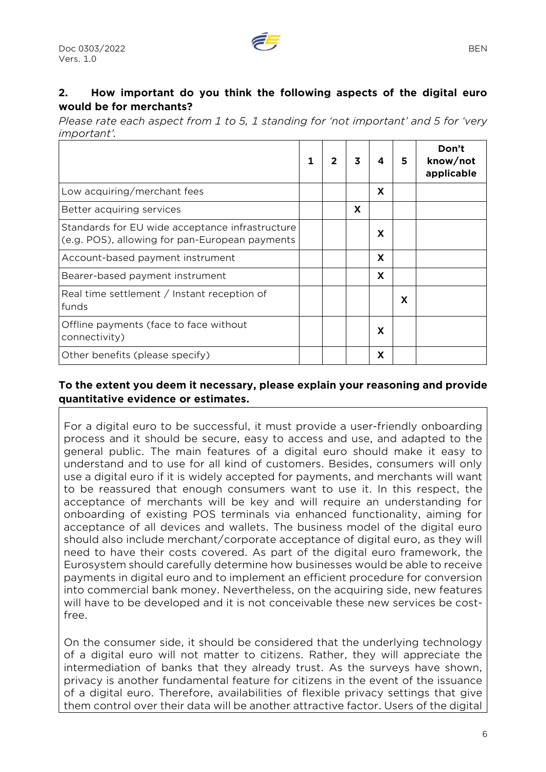**2. How important do you think the following aspects of the digital euro would be for merchants?**

*Please rate each aspect from 1 to 5, 1 standing for 'not important' and 5 for 'very important'.*

| | 1 | 2 | 3 | 4 | 5 | Don't know/not applicable |
|---|---|---|---|---|---|---|
| Low acquiring/merchant fees | | | | X | | |
| Better acquiring services | | | X | | | |
| Standards for EU wide acceptance infrastructure (e.g. POS), allowing for pan-European payments | | | | X | | |
| Account-based payment instrument | | | | X | | |
| Bearer-based payment instrument | | | | X | | |
| Real time settlement / Instant reception of funds | | | | | X | |
| Offline payments (face to face without connectivity) | | | | X | | |
| Other benefits (please specify) | | | | X | | |

**To the extent you deem it necessary, please explain your reasoning and provide quantitative evidence or estimates.**

For a digital euro to be successful, it must provide a user-friendly onboarding process and it should be secure, easy to access and use, and adapted to the general public. The main features of a digital euro should make it easy to understand and to use for all kind of customers. Besides, consumers will only use a digital euro if it is widely accepted for payments, and merchants will want to be reassured that enough consumers want to use it. In this respect, the acceptance of merchants will be key and will require an understanding for onboarding of existing POS terminals via enhanced functionality, aiming for acceptance of all devices and wallets. The business model of the digital euro should also include merchant/corporate acceptance of digital euro, as they will need to have their costs covered. As part of the digital euro framework, the Eurosystem should carefully determine how businesses would be able to receive payments in digital euro and to implement an efficient procedure for conversion into commercial bank money. Nevertheless, on the acquiring side, new features will have to be developed and it is not conceivable these new services be cost-free.

On the consumer side, it should be considered that the underlying technology of a digital euro will not matter to citizens. Rather, they will appreciate the intermediation of banks that they already trust. As the surveys have shown, privacy is another fundamental feature for citizens in the event of the issuance of a digital euro. Therefore, availabilities of flexible privacy settings that give them control over their data will be another attractive factor. Users of the digital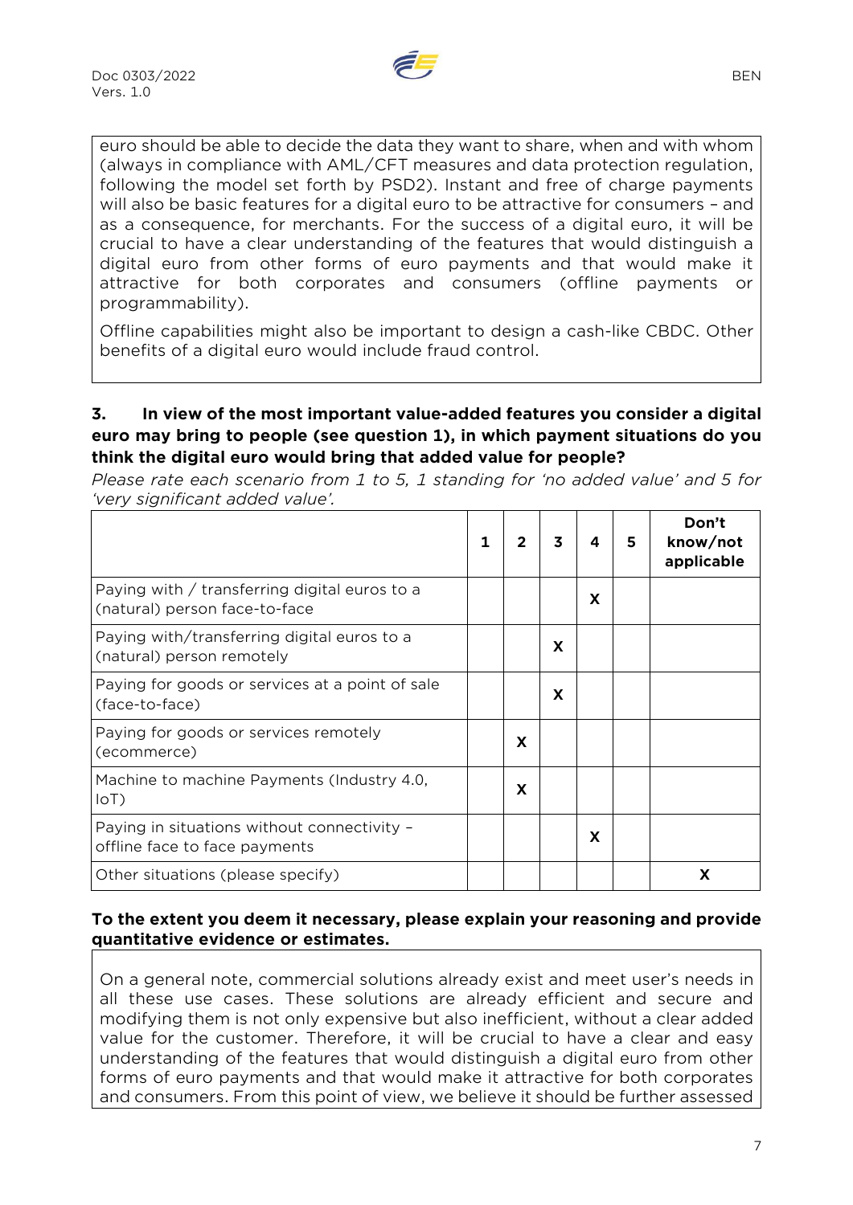euro should be able to decide the data they want to share, when and with whom (always in compliance with AML/CFT measures and data protection regulation, following the model set forth by PSD2). Instant and free of charge payments will also be basic features for a digital euro to be attractive for consumers – and as a consequence, for merchants. For the success of a digital euro, it will be crucial to have a clear understanding of the features that would distinguish a digital euro from other forms of euro payments and that would make it attractive for both corporates and consumers (offline payments or programmability).

Offline capabilities might also be important to design a cash-like CBDC. Other benefits of a digital euro would include fraud control.

**3. In view of the most important value-added features you consider a digital euro may bring to people (see question 1), in which payment situations do you think the digital euro would bring that added value for people?**

*Please rate each scenario from 1 to 5, 1 standing for 'no added value' and 5 for 'very significant added value'.*

| | 1 | 2 | 3 | 4 | 5 | Don't know/not applicable |
|---|---|---|---|---|---|---|
| Paying with / transferring digital euros to a (natural) person face-to-face | | | | X | | |
| Paying with/transferring digital euros to a (natural) person remotely | | | X | | | |
| Paying for goods or services at a point of sale (face-to-face) | | | X | | | |
| Paying for goods or services remotely (ecommerce) | | X | | | | |
| Machine to machine Payments (Industry 4.0, IoT) | | X | | | | |
| Paying in situations without connectivity – offline face to face payments | | | | X | | |
| Other situations (please specify) | | | | | | X |

**To the extent you deem it necessary, please explain your reasoning and provide quantitative evidence or estimates.**

On a general note, commercial solutions already exist and meet user's needs in all these use cases. These solutions are already efficient and secure and modifying them is not only expensive but also inefficient, without a clear added value for the customer. Therefore, it will be crucial to have a clear and easy understanding of the features that would distinguish a digital euro from other forms of euro payments and that would make it attractive for both corporates and consumers. From this point of view, we believe it should be further assessed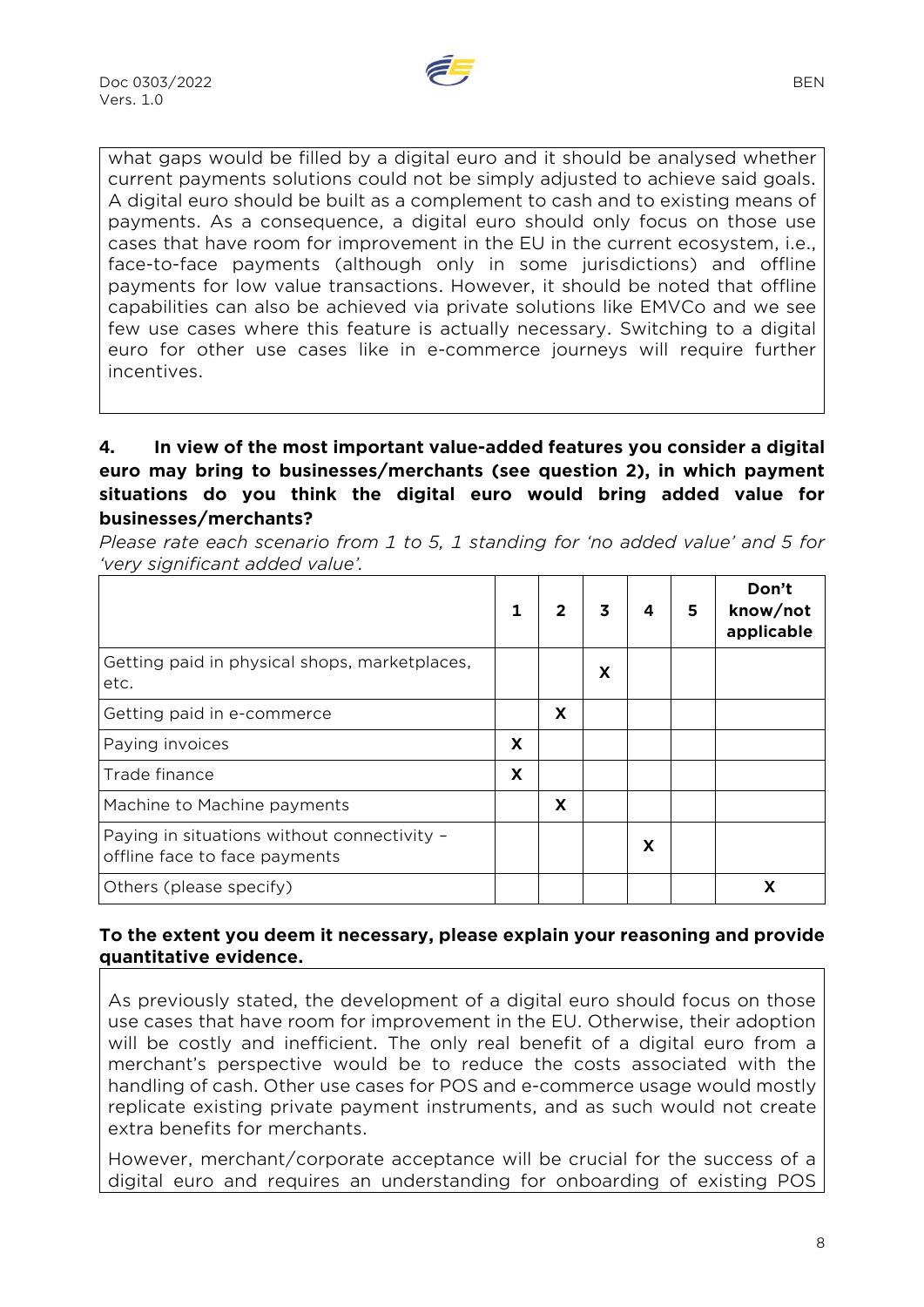what gaps would be filled by a digital euro and it should be analysed whether current payments solutions could not be simply adjusted to achieve said goals. A digital euro should be built as a complement to cash and to existing means of payments. As a consequence, a digital euro should only focus on those use cases that have room for improvement in the EU in the current ecosystem, i.e., face-to-face payments (although only in some jurisdictions) and offline payments for low value transactions. However, it should be noted that offline capabilities can also be achieved via private solutions like EMVCo and we see few use cases where this feature is actually necessary. Switching to a digital euro for other use cases like in e-commerce journeys will require further incentives.

**4. In view of the most important value-added features you consider a digital euro may bring to businesses/merchants (see question 2), in which payment situations do you think the digital euro would bring added value for businesses/merchants?**

*Please rate each scenario from 1 to 5, 1 standing for 'no added value' and 5 for 'very significant added value'.*

| | 1 | 2 | 3 | 4 | 5 | Don't know/not applicable |
|---|---|---|---|---|---|---|
| Getting paid in physical shops, marketplaces, etc. | | | X | | | |
| Getting paid in e-commerce | | X | | | | |
| Paying invoices | X | | | | | |
| Trade finance | X | | | | | |
| Machine to Machine payments | | X | | | | |
| Paying in situations without connectivity – offline face to face payments | | | | X | | |
| Others (please specify) | | | | | | X |

**To the extent you deem it necessary, please explain your reasoning and provide quantitative evidence.**

As previously stated, the development of a digital euro should focus on those use cases that have room for improvement in the EU. Otherwise, their adoption will be costly and inefficient. The only real benefit of a digital euro from a merchant's perspective would be to reduce the costs associated with the handling of cash. Other use cases for POS and e-commerce usage would mostly replicate existing private payment instruments, and as such would not create extra benefits for merchants.

However, merchant/corporate acceptance will be crucial for the success of a digital euro and requires an understanding for onboarding of existing POS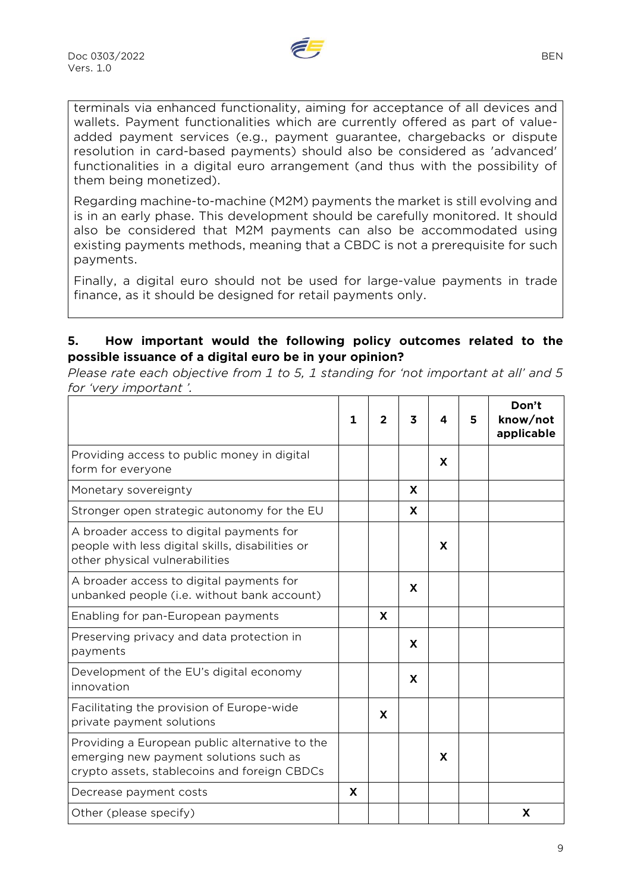terminals via enhanced functionality, aiming for acceptance of all devices and wallets. Payment functionalities which are currently offered as part of value-added payment services (e.g., payment guarantee, chargebacks or dispute resolution in card-based payments) should also be considered as 'advanced' functionalities in a digital euro arrangement (and thus with the possibility of them being monetized).

Regarding machine-to-machine (M2M) payments the market is still evolving and is in an early phase. This development should be carefully monitored. It should also be considered that M2M payments can also be accommodated using existing payments methods, meaning that a CBDC is not a prerequisite for such payments.

Finally, a digital euro should not be used for large-value payments in trade finance, as it should be designed for retail payments only.

**5. How important would the following policy outcomes related to the possible issuance of a digital euro be in your opinion?**

*Please rate each objective from 1 to 5, 1 standing for 'not important at all' and 5 for 'very important '.*

| | 1 | 2 | 3 | 4 | 5 | Don't know/not applicable |
|---|---|---|---|---|---|---|
| Providing access to public money in digital form for everyone | | | | X | | |
| Monetary sovereignty | | | X | | | |
| Stronger open strategic autonomy for the EU | | | X | | | |
| A broader access to digital payments for people with less digital skills, disabilities or other physical vulnerabilities | | | | X | | |
| A broader access to digital payments for unbanked people (i.e. without bank account) | | | X | | | |
| Enabling for pan-European payments | | X | | | | |
| Preserving privacy and data protection in payments | | | X | | | |
| Development of the EU's digital economy innovation | | | X | | | |
| Facilitating the provision of Europe-wide private payment solutions | | X | | | | |
| Providing a European public alternative to the emerging new payment solutions such as crypto assets, stablecoins and foreign CBDCs | | | | X | | |
| Decrease payment costs | X | | | | | |
| Other (please specify) | | | | | | X |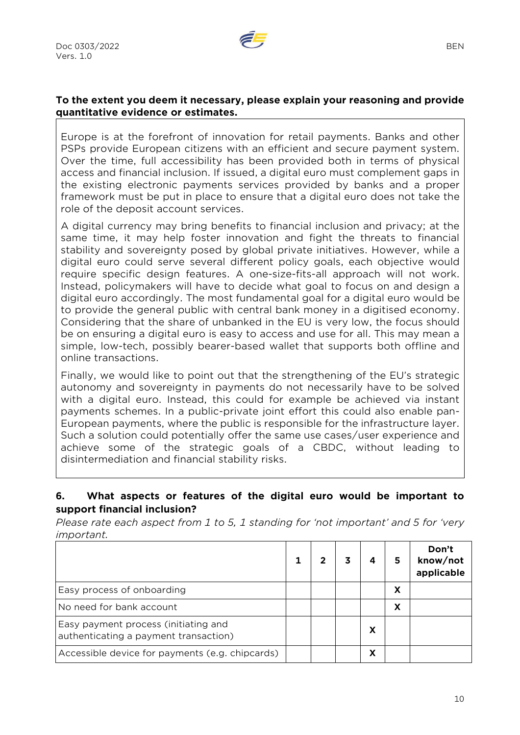**To the extent you deem it necessary, please explain your reasoning and provide quantitative evidence or estimates.**

Europe is at the forefront of innovation for retail payments. Banks and other PSPs provide European citizens with an efficient and secure payment system. Over the time, full accessibility has been provided both in terms of physical access and financial inclusion. If issued, a digital euro must complement gaps in the existing electronic payments services provided by banks and a proper framework must be put in place to ensure that a digital euro does not take the role of the deposit account services.

A digital currency may bring benefits to financial inclusion and privacy; at the same time, it may help foster innovation and fight the threats to financial stability and sovereignty posed by global private initiatives. However, while a digital euro could serve several different policy goals, each objective would require specific design features. A one-size-fits-all approach will not work. Instead, policymakers will have to decide what goal to focus on and design a digital euro accordingly. The most fundamental goal for a digital euro would be to provide the general public with central bank money in a digitised economy. Considering that the share of unbanked in the EU is very low, the focus should be on ensuring a digital euro is easy to access and use for all. This may mean a simple, low-tech, possibly bearer-based wallet that supports both offline and online transactions.

Finally, we would like to point out that the strengthening of the EU's strategic autonomy and sovereignty in payments do not necessarily have to be solved with a digital euro. Instead, this could for example be achieved via instant payments schemes. In a public-private joint effort this could also enable pan-European payments, where the public is responsible for the infrastructure layer. Such a solution could potentially offer the same use cases/user experience and achieve some of the strategic goals of a CBDC, without leading to disintermediation and financial stability risks.

## 6. What aspects or features of the digital euro would be important to support financial inclusion?

*Please rate each aspect from 1 to 5, 1 standing for 'not important' and 5 for 'very important.*

| | 1 | 2 | 3 | 4 | 5 | Don't know/not applicable |
|---|---|---|---|---|---|---|
| Easy process of onboarding | | | | | X | |
| No need for bank account | | | | | X | |
| Easy payment process (initiating and authenticating a payment transaction) | | | | X | | |
| Accessible device for payments (e.g. chipcards) | | | | X | | |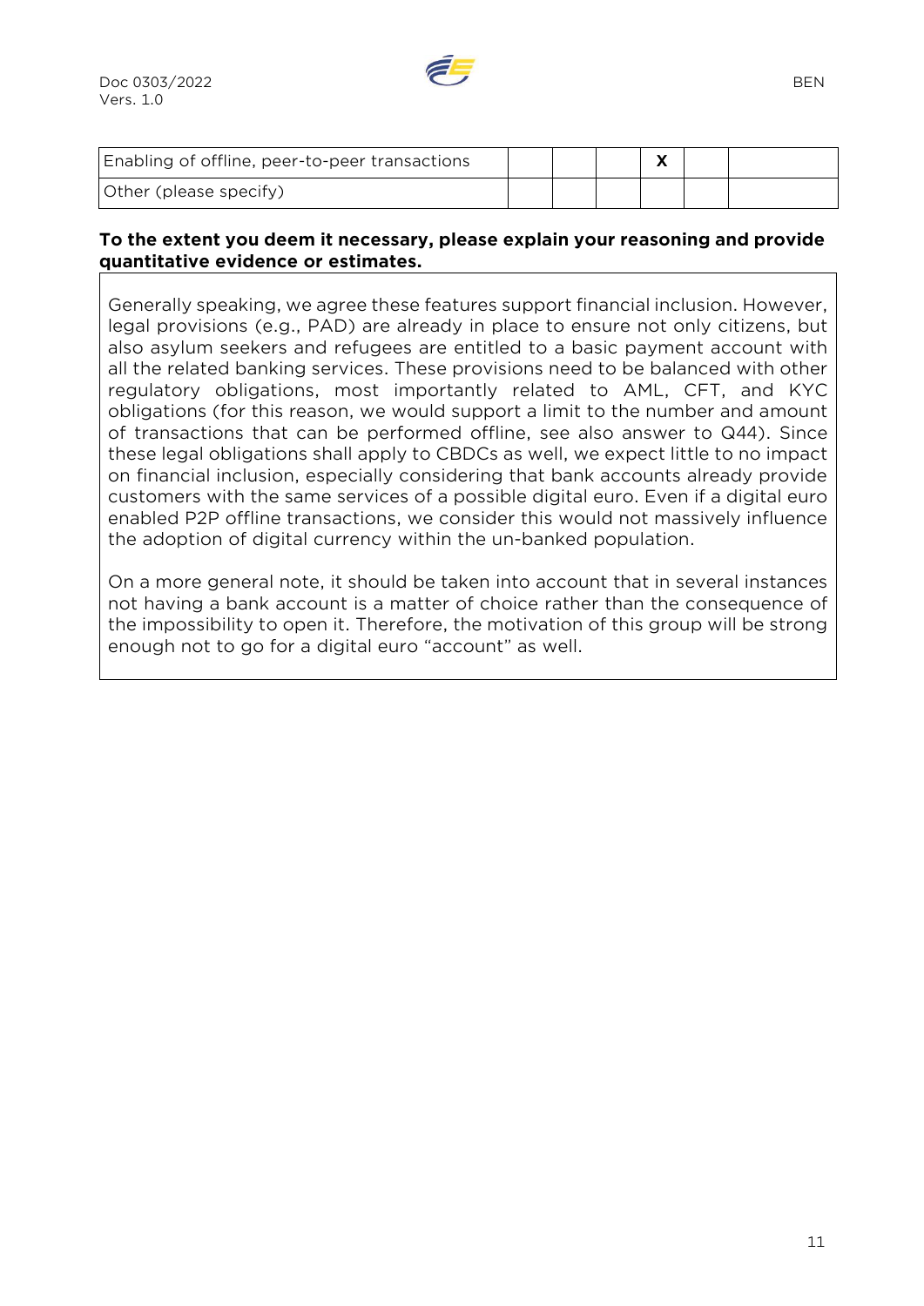| | | | | | | |
|---|---|---|---|---|---|---|
| Enabling of offline, peer-to-peer transactions | | | | X | | |
| Other (please specify) | | | | | | |

**To the extent you deem it necessary, please explain your reasoning and provide quantitative evidence or estimates.**

Generally speaking, we agree these features support financial inclusion. However, legal provisions (e.g., PAD) are already in place to ensure not only citizens, but also asylum seekers and refugees are entitled to a basic payment account with all the related banking services. These provisions need to be balanced with other regulatory obligations, most importantly related to AML, CFT, and KYC obligations (for this reason, we would support a limit to the number and amount of transactions that can be performed offline, see also answer to Q44). Since these legal obligations shall apply to CBDCs as well, we expect little to no impact on financial inclusion, especially considering that bank accounts already provide customers with the same services of a possible digital euro. Even if a digital euro enabled P2P offline transactions, we consider this would not massively influence the adoption of digital currency within the un-banked population.

On a more general note, it should be taken into account that in several instances not having a bank account is a matter of choice rather than the consequence of the impossibility to open it. Therefore, the motivation of this group will be strong enough not to go for a digital euro "account" as well.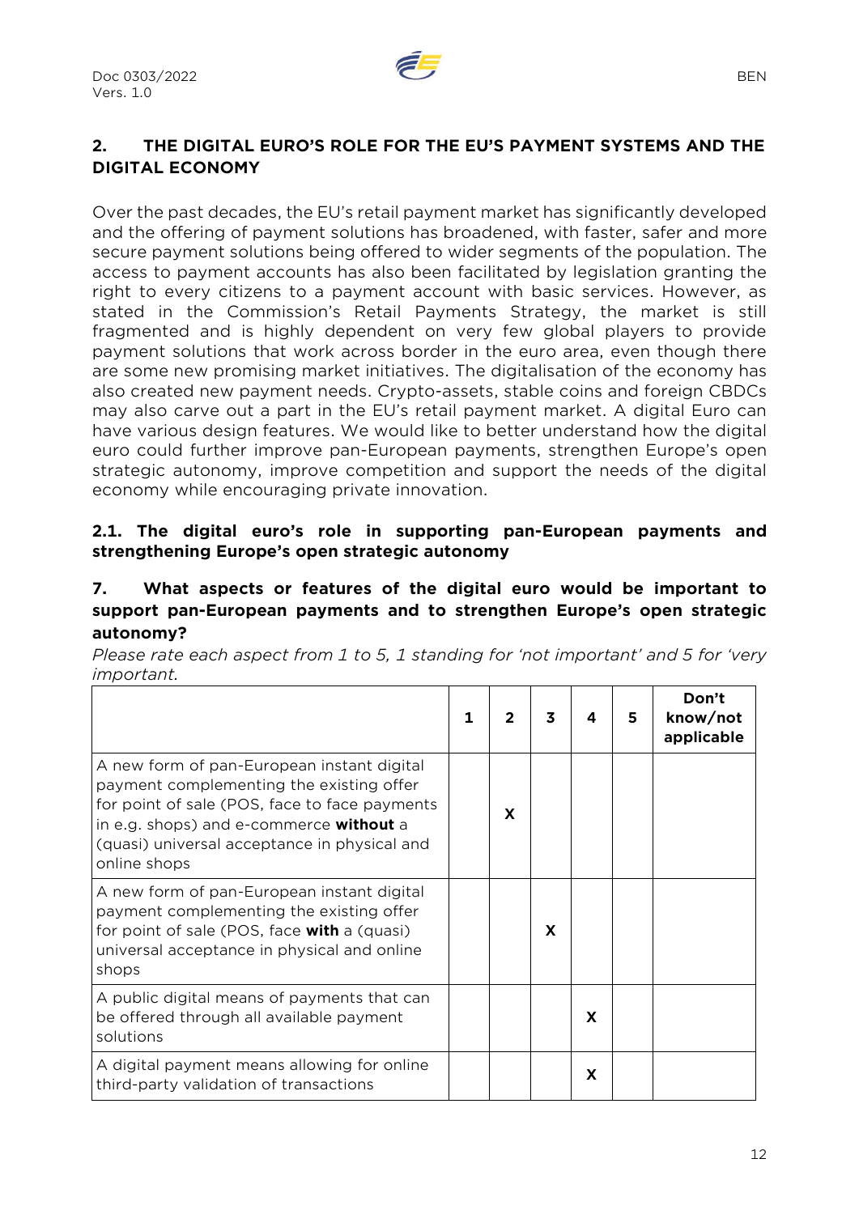## 2. THE DIGITAL EURO'S ROLE FOR THE EU'S PAYMENT SYSTEMS AND THE DIGITAL ECONOMY

Over the past decades, the EU's retail payment market has significantly developed and the offering of payment solutions has broadened, with faster, safer and more secure payment solutions being offered to wider segments of the population. The access to payment accounts has also been facilitated by legislation granting the right to every citizens to a payment account with basic services. However, as stated in the Commission's Retail Payments Strategy, the market is still fragmented and is highly dependent on very few global players to provide payment solutions that work across border in the euro area, even though there are some new promising market initiatives. The digitalisation of the economy has also created new payment needs. Crypto-assets, stable coins and foreign CBDCs may also carve out a part in the EU's retail payment market. A digital Euro can have various design features. We would like to better understand how the digital euro could further improve pan-European payments, strengthen Europe's open strategic autonomy, improve competition and support the needs of the digital economy while encouraging private innovation.

### 2.1. The digital euro's role in supporting pan-European payments and strengthening Europe's open strategic autonomy

### 7. What aspects or features of the digital euro would be important to support pan-European payments and to strengthen Europe's open strategic autonomy?

*Please rate each aspect from 1 to 5, 1 standing for 'not important' and 5 for 'very important.*

| | 1 | 2 | 3 | 4 | 5 | Don't know/not applicable |
|---|---|---|---|---|---|---|
| A new form of pan-European instant digital payment complementing the existing offer for point of sale (POS, face to face payments in e.g. shops) and e-commerce **without** a (quasi) universal acceptance in physical and online shops | | X | | | | |
| A new form of pan-European instant digital payment complementing the existing offer for point of sale (POS, face **with** a (quasi) universal acceptance in physical and online shops | | | X | | | |
| A public digital means of payments that can be offered through all available payment solutions | | | | X | | |
| A digital payment means allowing for online third-party validation of transactions | | | | X | | |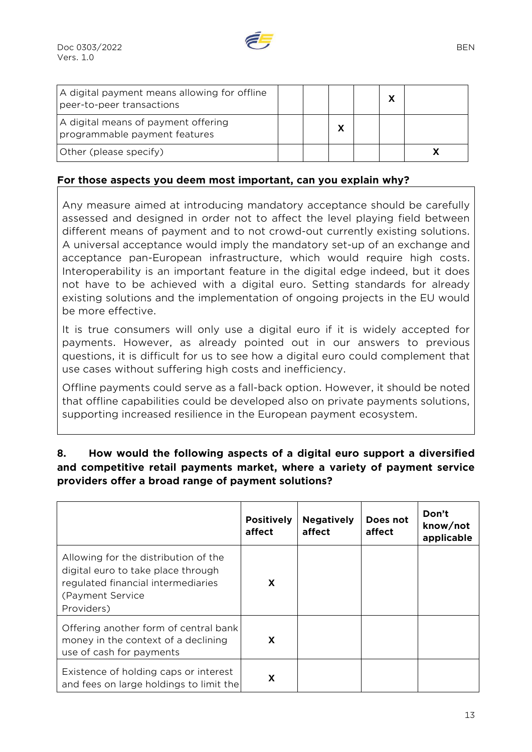| | | | | | | |
|---|---|---|---|---|---|---|
| A digital payment means allowing for offline peer-to-peer transactions | | | | | X | |
| A digital means of payment offering programmable payment features | | | X | | | |
| Other (please specify) | | | | | | X |

**For those aspects you deem most important, can you explain why?**

Any measure aimed at introducing mandatory acceptance should be carefully assessed and designed in order not to affect the level playing field between different means of payment and to not crowd-out currently existing solutions. A universal acceptance would imply the mandatory set-up of an exchange and acceptance pan-European infrastructure, which would require high costs. Interoperability is an important feature in the digital edge indeed, but it does not have to be achieved with a digital euro. Setting standards for already existing solutions and the implementation of ongoing projects in the EU would be more effective.

It is true consumers will only use a digital euro if it is widely accepted for payments. However, as already pointed out in our answers to previous questions, it is difficult for us to see how a digital euro could complement that use cases without suffering high costs and inefficiency.

Offline payments could serve as a fall-back option. However, it should be noted that offline capabilities could be developed also on private payments solutions, supporting increased resilience in the European payment ecosystem.

**8. How would the following aspects of a digital euro support a diversified and competitive retail payments market, where a variety of payment service providers offer a broad range of payment solutions?**

| | Positively affect | Negatively affect | Does not affect | Don't know/not applicable |
|---|---|---|---|---|
| Allowing for the distribution of the digital euro to take place through regulated financial intermediaries (Payment Service Providers) | X | | | |
| Offering another form of central bank money in the context of a declining use of cash for payments | X | | | |
| Existence of holding caps or interest and fees on large holdings to limit the | X | | | |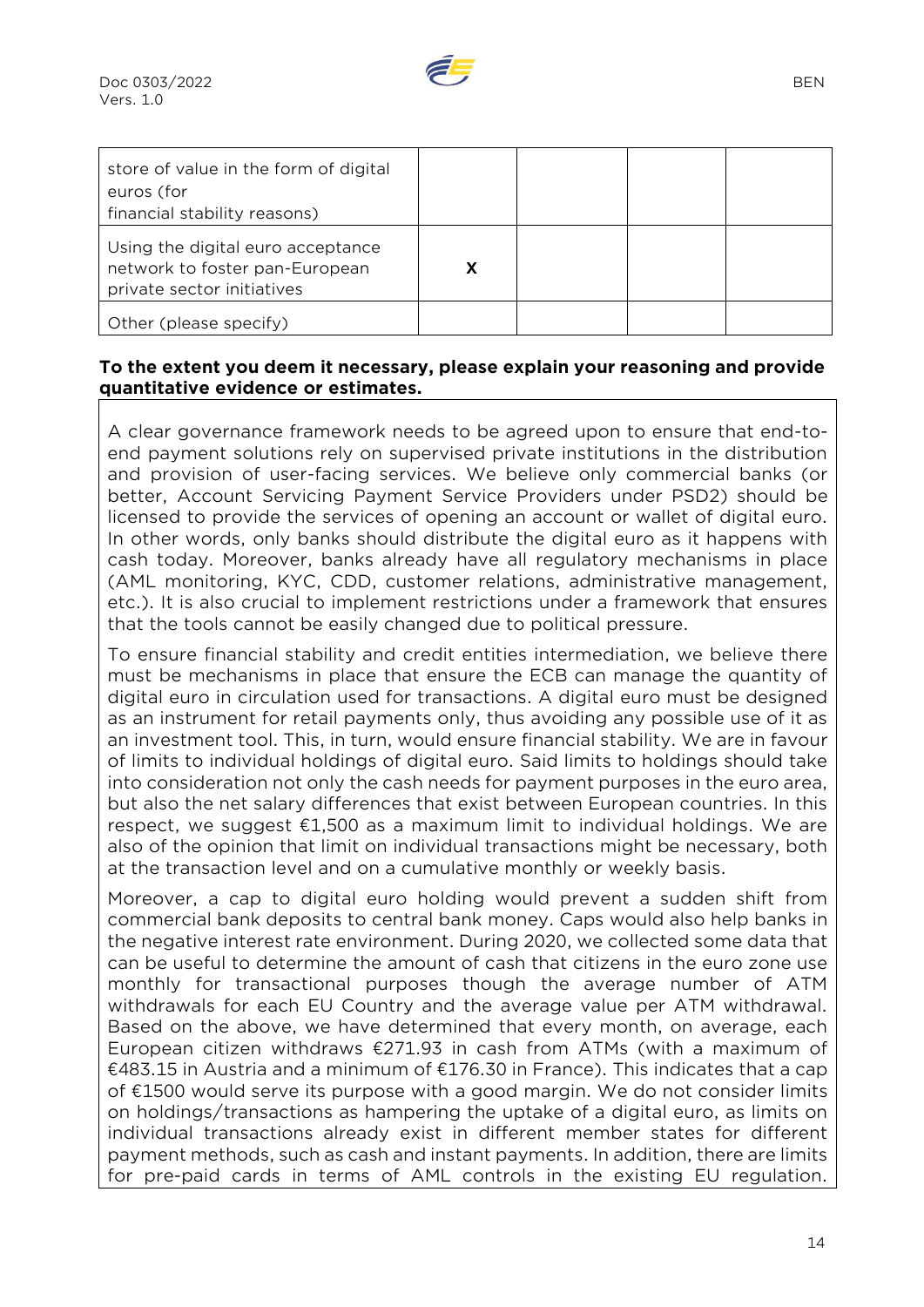| | | | | |
|---|---|---|---|---|
| store of value in the form of digital euros (for financial stability reasons) | | | | |
| Using the digital euro acceptance network to foster pan-European private sector initiatives | X | | | |
| Other (please specify) | | | | |

**To the extent you deem it necessary, please explain your reasoning and provide quantitative evidence or estimates.**

A clear governance framework needs to be agreed upon to ensure that end-to-end payment solutions rely on supervised private institutions in the distribution and provision of user-facing services. We believe only commercial banks (or better, Account Servicing Payment Service Providers under PSD2) should be licensed to provide the services of opening an account or wallet of digital euro. In other words, only banks should distribute the digital euro as it happens with cash today. Moreover, banks already have all regulatory mechanisms in place (AML monitoring, KYC, CDD, customer relations, administrative management, etc.). It is also crucial to implement restrictions under a framework that ensures that the tools cannot be easily changed due to political pressure.

To ensure financial stability and credit entities intermediation, we believe there must be mechanisms in place that ensure the ECB can manage the quantity of digital euro in circulation used for transactions. A digital euro must be designed as an instrument for retail payments only, thus avoiding any possible use of it as an investment tool. This, in turn, would ensure financial stability. We are in favour of limits to individual holdings of digital euro. Said limits to holdings should take into consideration not only the cash needs for payment purposes in the euro area, but also the net salary differences that exist between European countries. In this respect, we suggest €1,500 as a maximum limit to individual holdings. We are also of the opinion that limit on individual transactions might be necessary, both at the transaction level and on a cumulative monthly or weekly basis.

Moreover, a cap to digital euro holding would prevent a sudden shift from commercial bank deposits to central bank money. Caps would also help banks in the negative interest rate environment. During 2020, we collected some data that can be useful to determine the amount of cash that citizens in the euro zone use monthly for transactional purposes though the average number of ATM withdrawals for each EU Country and the average value per ATM withdrawal. Based on the above, we have determined that every month, on average, each European citizen withdraws €271.93 in cash from ATMs (with a maximum of €483.15 in Austria and a minimum of €176.30 in France). This indicates that a cap of €1500 would serve its purpose with a good margin. We do not consider limits on holdings/transactions as hampering the uptake of a digital euro, as limits on individual transactions already exist in different member states for different payment methods, such as cash and instant payments. In addition, there are limits for pre-paid cards in terms of AML controls in the existing EU regulation.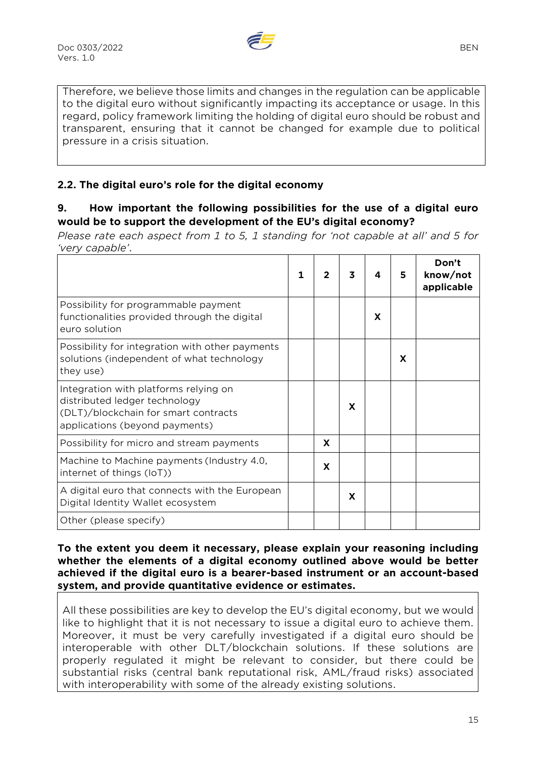Therefore, we believe those limits and changes in the regulation can be applicable to the digital euro without significantly impacting its acceptance or usage. In this regard, policy framework limiting the holding of digital euro should be robust and transparent, ensuring that it cannot be changed for example due to political pressure in a crisis situation.

### 2.2. The digital euro's role for the digital economy

**9. How important the following possibilities for the use of a digital euro would be to support the development of the EU's digital economy?**

*Please rate each aspect from 1 to 5, 1 standing for 'not capable at all' and 5 for 'very capable'.*

| | 1 | 2 | 3 | 4 | 5 | Don't know/not applicable |
|---|---|---|---|---|---|---|
| Possibility for programmable payment functionalities provided through the digital euro solution | | | | X | | |
| Possibility for integration with other payments solutions (independent of what technology they use) | | | | | X | |
| Integration with platforms relying on distributed ledger technology (DLT)/blockchain for smart contracts applications (beyond payments) | | | X | | | |
| Possibility for micro and stream payments | | X | | | | |
| Machine to Machine payments (Industry 4.0, internet of things (IoT)) | | X | | | | |
| A digital euro that connects with the European Digital Identity Wallet ecosystem | | | X | | | |
| Other (please specify) | | | | | | |

**To the extent you deem it necessary, please explain your reasoning including whether the elements of a digital economy outlined above would be better achieved if the digital euro is a bearer-based instrument or an account-based system, and provide quantitative evidence or estimates.**

All these possibilities are key to develop the EU's digital economy, but we would like to highlight that it is not necessary to issue a digital euro to achieve them. Moreover, it must be very carefully investigated if a digital euro should be interoperable with other DLT/blockchain solutions. If these solutions are properly regulated it might be relevant to consider, but there could be substantial risks (central bank reputational risk, AML/fraud risks) associated with interoperability with some of the already existing solutions.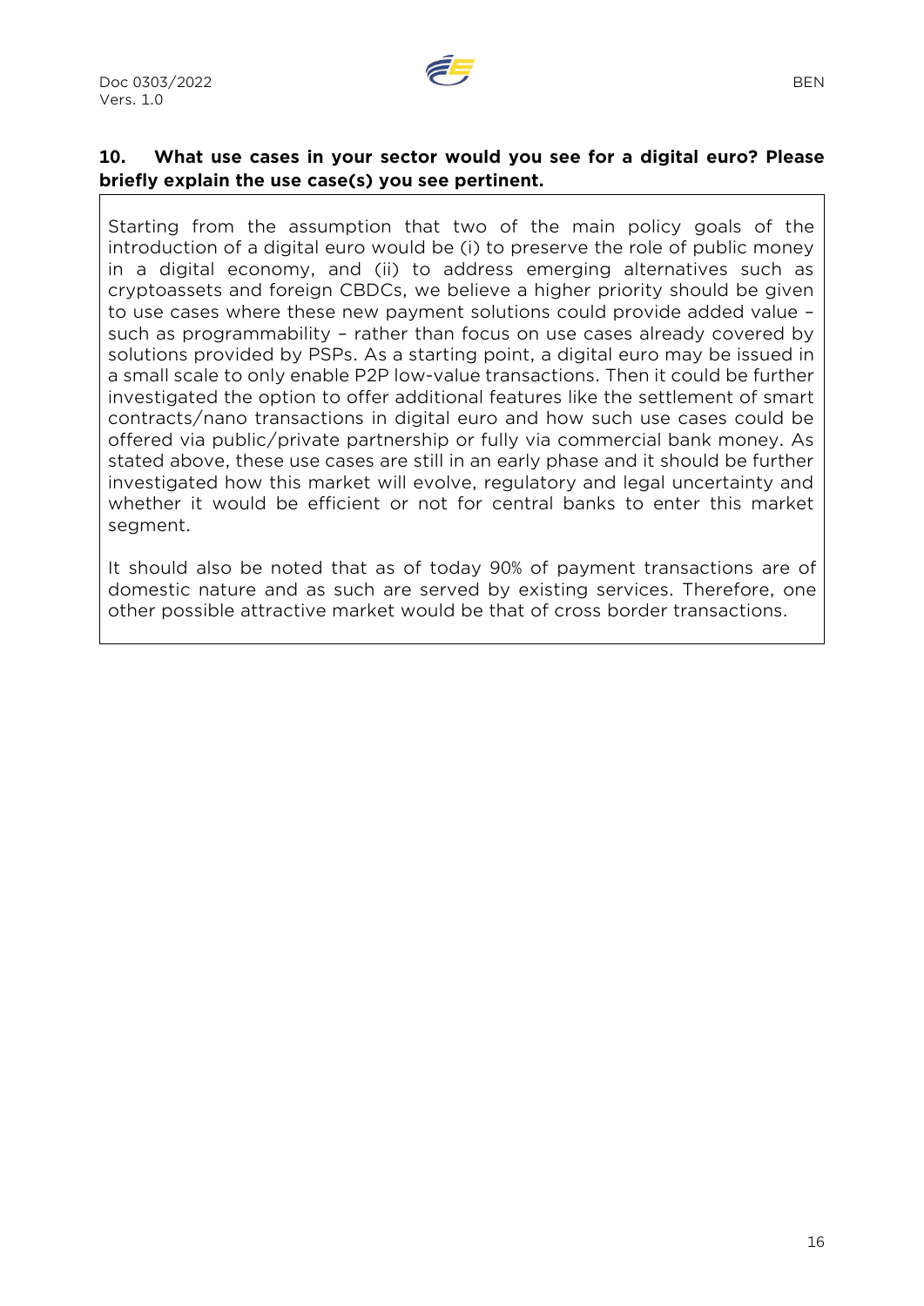**10. What use cases in your sector would you see for a digital euro? Please briefly explain the use case(s) you see pertinent.**

Starting from the assumption that two of the main policy goals of the introduction of a digital euro would be (i) to preserve the role of public money in a digital economy, and (ii) to address emerging alternatives such as cryptoassets and foreign CBDCs, we believe a higher priority should be given to use cases where these new payment solutions could provide added value – such as programmability – rather than focus on use cases already covered by solutions provided by PSPs. As a starting point, a digital euro may be issued in a small scale to only enable P2P low-value transactions. Then it could be further investigated the option to offer additional features like the settlement of smart contracts/nano transactions in digital euro and how such use cases could be offered via public/private partnership or fully via commercial bank money. As stated above, these use cases are still in an early phase and it should be further investigated how this market will evolve, regulatory and legal uncertainty and whether it would be efficient or not for central banks to enter this market segment.

It should also be noted that as of today 90% of payment transactions are of domestic nature and as such are served by existing services. Therefore, one other possible attractive market would be that of cross border transactions.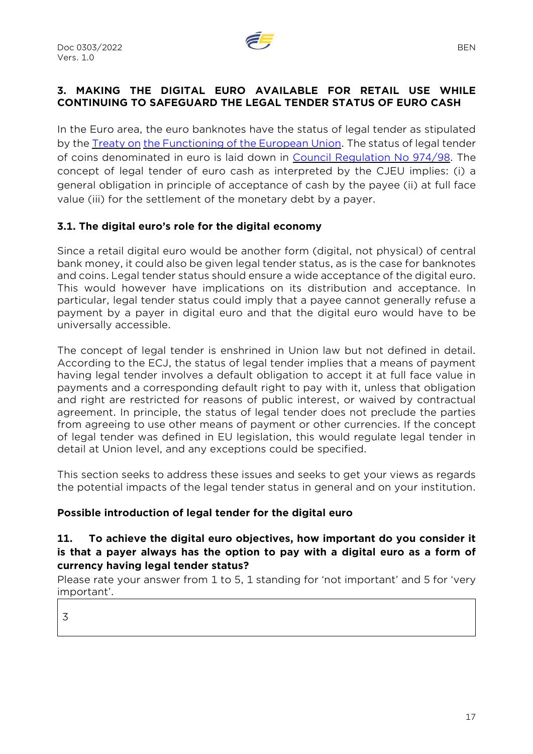## 3. MAKING THE DIGITAL EURO AVAILABLE FOR RETAIL USE WHILE CONTINUING TO SAFEGUARD THE LEGAL TENDER STATUS OF EURO CASH

In the Euro area, the euro banknotes have the status of legal tender as stipulated by the [Treaty on the Functioning of the European Union](). The status of legal tender of coins denominated in euro is laid down in [Council Regulation No 974/98](). The concept of legal tender of euro cash as interpreted by the CJEU implies: (i) a general obligation in principle of acceptance of cash by the payee (ii) at full face value (iii) for the settlement of the monetary debt by a payer.

### 3.1. The digital euro's role for the digital economy

Since a retail digital euro would be another form (digital, not physical) of central bank money, it could also be given legal tender status, as is the case for banknotes and coins. Legal tender status should ensure a wide acceptance of the digital euro. This would however have implications on its distribution and acceptance. In particular, legal tender status could imply that a payee cannot generally refuse a payment by a payer in digital euro and that the digital euro would have to be universally accessible.

The concept of legal tender is enshrined in Union law but not defined in detail. According to the ECJ, the status of legal tender implies that a means of payment having legal tender involves a default obligation to accept it at full face value in payments and a corresponding default right to pay with it, unless that obligation and right are restricted for reasons of public interest, or waived by contractual agreement. In principle, the status of legal tender does not preclude the parties from agreeing to use other means of payment or other currencies. If the concept of legal tender was defined in EU legislation, this would regulate legal tender in detail at Union level, and any exceptions could be specified.

This section seeks to address these issues and seeks to get your views as regards the potential impacts of the legal tender status in general and on your institution.

**Possible introduction of legal tender for the digital euro**

**11. To achieve the digital euro objectives, how important do you consider it is that a payer always has the option to pay with a digital euro as a form of currency having legal tender status?**

Please rate your answer from 1 to 5, 1 standing for 'not important' and 5 for 'very important'.

| 3 |
|---|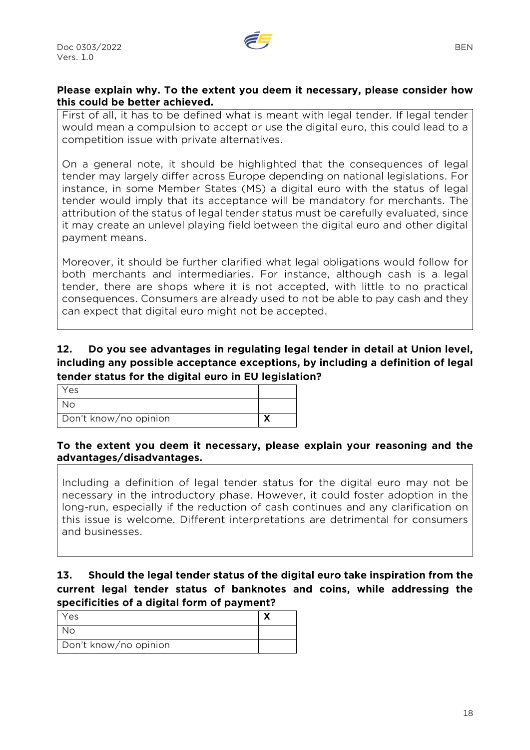**Please explain why. To the extent you deem it necessary, please consider how this could be better achieved.**

First of all, it has to be defined what is meant with legal tender. If legal tender would mean a compulsion to accept or use the digital euro, this could lead to a competition issue with private alternatives.

On a general note, it should be highlighted that the consequences of legal tender may largely differ across Europe depending on national legislations. For instance, in some Member States (MS) a digital euro with the status of legal tender would imply that its acceptance will be mandatory for merchants. The attribution of the status of legal tender must be carefully evaluated, since it may create an unlevel playing field between the digital euro and other digital payment means.

Moreover, it should be further clarified what legal obligations would follow for both merchants and intermediaries. For instance, although cash is a legal tender, there are shops where it is not accepted, with little to no practical consequences. Consumers are already used to not be able to pay cash and they can expect that digital euro might not be accepted.

### 12. Do you see advantages in regulating legal tender in detail at Union level, including any possible acceptance exceptions, by including a definition of legal tender status for the digital euro in EU legislation?

| | |
|---|---|
| Yes | |
| No | |
| Don't know/no opinion | **X** |

**To the extent you deem it necessary, please explain your reasoning and the advantages/disadvantages.**

Including a definition of legal tender status for the digital euro may not be necessary in the introductory phase. However, it could foster adoption in the long-run, especially if the reduction of cash continues and any clarification on this issue is welcome. Different interpretations are detrimental for consumers and businesses.

### 13. Should the legal tender status of the digital euro take inspiration from the current legal tender status of banknotes and coins, while addressing the specificities of a digital form of payment?

| | |
|---|---|
| Yes | **X** |
| No | |
| Don't know/no opinion | |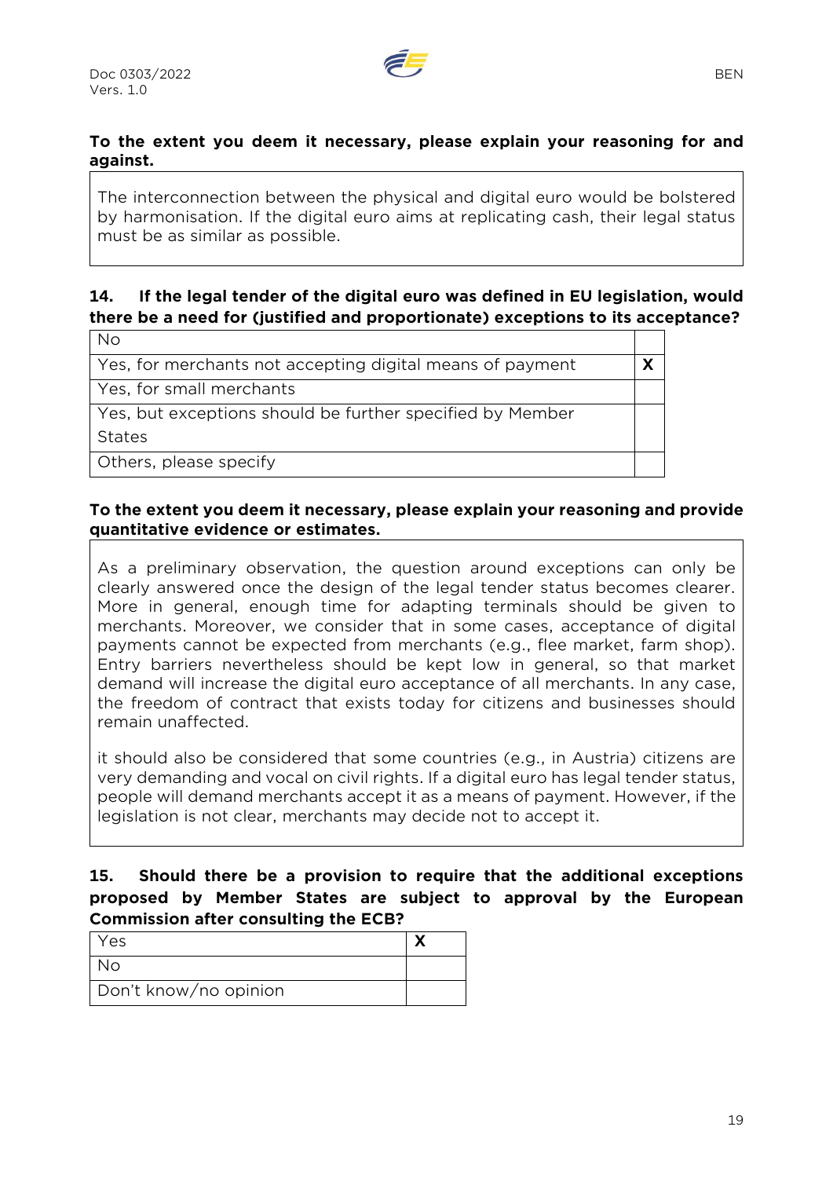**To the extent you deem it necessary, please explain your reasoning for and against.**

The interconnection between the physical and digital euro would be bolstered by harmonisation. If the digital euro aims at replicating cash, their legal status must be as similar as possible.

**14. If the legal tender of the digital euro was defined in EU legislation, would there be a need for (justified and proportionate) exceptions to its acceptance?**

| | |
|---|---|
| No | |
| Yes, for merchants not accepting digital means of payment | **X** |
| Yes, for small merchants | |
| Yes, but exceptions should be further specified by Member States | |
| Others, please specify | |

**To the extent you deem it necessary, please explain your reasoning and provide quantitative evidence or estimates.**

As a preliminary observation, the question around exceptions can only be clearly answered once the design of the legal tender status becomes clearer. More in general, enough time for adapting terminals should be given to merchants. Moreover, we consider that in some cases, acceptance of digital payments cannot be expected from merchants (e.g., flee market, farm shop). Entry barriers nevertheless should be kept low in general, so that market demand will increase the digital euro acceptance of all merchants. In any case, the freedom of contract that exists today for citizens and businesses should remain unaffected.

it should also be considered that some countries (e.g., in Austria) citizens are very demanding and vocal on civil rights. If a digital euro has legal tender status, people will demand merchants accept it as a means of payment. However, if the legislation is not clear, merchants may decide not to accept it.

**15. Should there be a provision to require that the additional exceptions proposed by Member States are subject to approval by the European Commission after consulting the ECB?**

| | |
|---|---|
| Yes | **X** |
| No | |
| Don't know/no opinion | |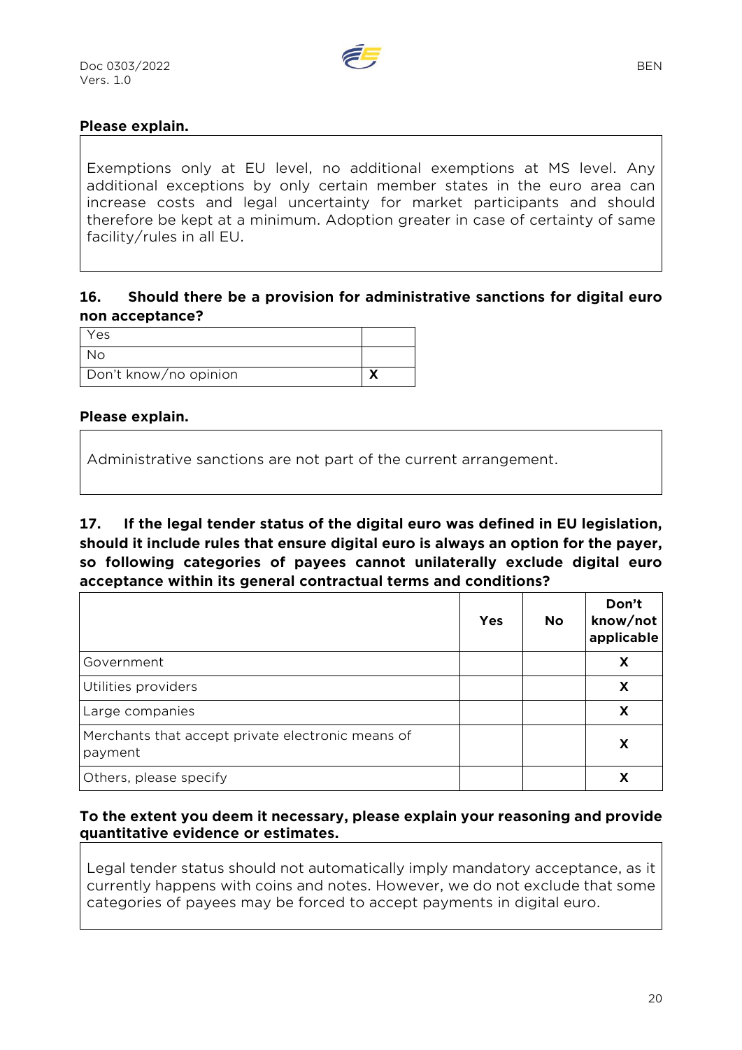**Please explain.**

Exemptions only at EU level, no additional exemptions at MS level. Any additional exceptions by only certain member states in the euro area can increase costs and legal uncertainty for market participants and should therefore be kept at a minimum. Adoption greater in case of certainty of same facility/rules in all EU.

**16. Should there be a provision for administrative sanctions for digital euro non acceptance?**

| | |
|---|---|
| Yes | |
| No | |
| Don't know/no opinion | X |

**Please explain.**

Administrative sanctions are not part of the current arrangement.

**17. If the legal tender status of the digital euro was defined in EU legislation, should it include rules that ensure digital euro is always an option for the payer, so following categories of payees cannot unilaterally exclude digital euro acceptance within its general contractual terms and conditions?**

| | Yes | No | Don't know/not applicable |
|---|---|---|---|
| Government | | | X |
| Utilities providers | | | X |
| Large companies | | | X |
| Merchants that accept private electronic means of payment | | | X |
| Others, please specify | | | X |

**To the extent you deem it necessary, please explain your reasoning and provide quantitative evidence or estimates.**

Legal tender status should not automatically imply mandatory acceptance, as it currently happens with coins and notes. However, we do not exclude that some categories of payees may be forced to accept payments in digital euro.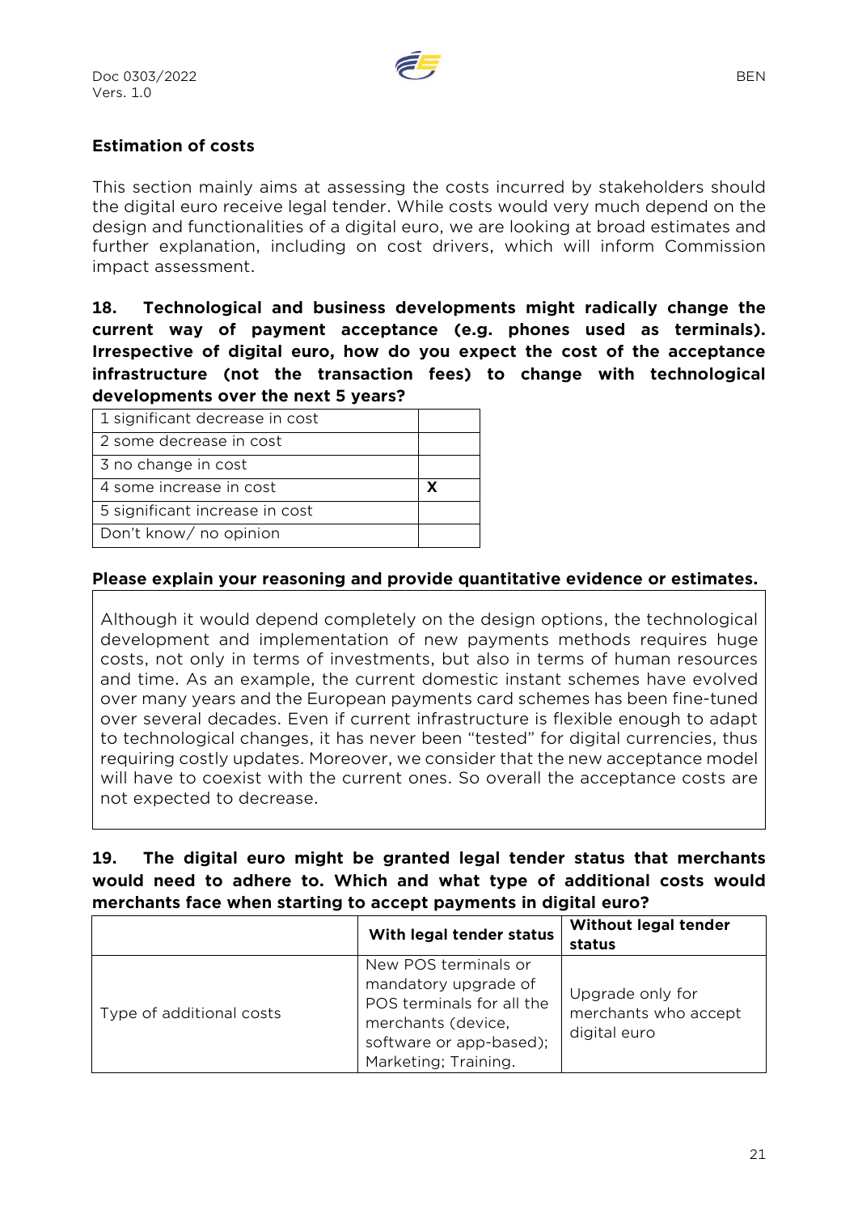**Estimation of costs**

This section mainly aims at assessing the costs incurred by stakeholders should the digital euro receive legal tender. While costs would very much depend on the design and functionalities of a digital euro, we are looking at broad estimates and further explanation, including on cost drivers, which will inform Commission impact assessment.

**18. Technological and business developments might radically change the current way of payment acceptance (e.g. phones used as terminals). Irrespective of digital euro, how do you expect the cost of the acceptance infrastructure (not the transaction fees) to change with technological developments over the next 5 years?**

| | |
|---|---|
| 1 significant decrease in cost | |
| 2 some decrease in cost | |
| 3 no change in cost | |
| 4 some increase in cost | **X** |
| 5 significant increase in cost | |
| Don't know/ no opinion | |

**Please explain your reasoning and provide quantitative evidence or estimates.**

Although it would depend completely on the design options, the technological development and implementation of new payments methods requires huge costs, not only in terms of investments, but also in terms of human resources and time. As an example, the current domestic instant schemes have evolved over many years and the European payments card schemes has been fine-tuned over several decades. Even if current infrastructure is flexible enough to adapt to technological changes, it has never been "tested" for digital currencies, thus requiring costly updates. Moreover, we consider that the new acceptance model will have to coexist with the current ones. So overall the acceptance costs are not expected to decrease.

**19. The digital euro might be granted legal tender status that merchants would need to adhere to. Which and what type of additional costs would merchants face when starting to accept payments in digital euro?**

| | **With legal tender status** | **Without legal tender status** |
|---|---|---|
| Type of additional costs | New POS terminals or mandatory upgrade of POS terminals for all the merchants (device, software or app-based); Marketing; Training. | Upgrade only for merchants who accept digital euro |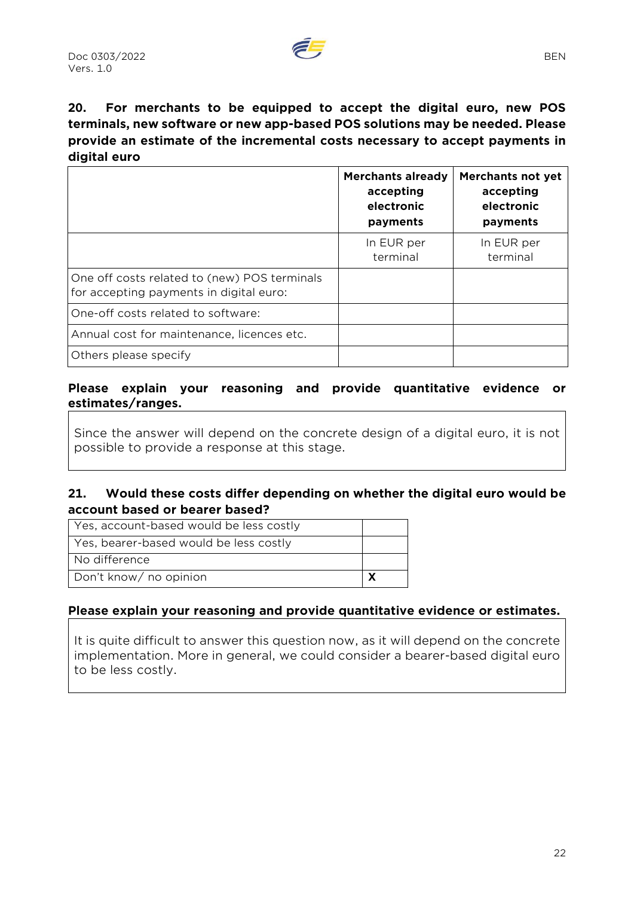**20. For merchants to be equipped to accept the digital euro, new POS terminals, new software or new app-based POS solutions may be needed. Please provide an estimate of the incremental costs necessary to accept payments in digital euro**

| | **Merchants already accepting electronic payments** | **Merchants not yet accepting electronic payments** |
|---|---|---|
| | In EUR per terminal | In EUR per terminal |
| One off costs related to (new) POS terminals for accepting payments in digital euro: | | |
| One-off costs related to software: | | |
| Annual cost for maintenance, licences etc. | | |
| Others please specify | | |

**Please explain your reasoning and provide quantitative evidence or estimates/ranges.**

Since the answer will depend on the concrete design of a digital euro, it is not possible to provide a response at this stage.

**21. Would these costs differ depending on whether the digital euro would be account based or bearer based?**

| | |
|---|---|
| Yes, account-based would be less costly | |
| Yes, bearer-based would be less costly | |
| No difference | |
| Don't know/ no opinion | **X** |

**Please explain your reasoning and provide quantitative evidence or estimates.**

It is quite difficult to answer this question now, as it will depend on the concrete implementation. More in general, we could consider a bearer-based digital euro to be less costly.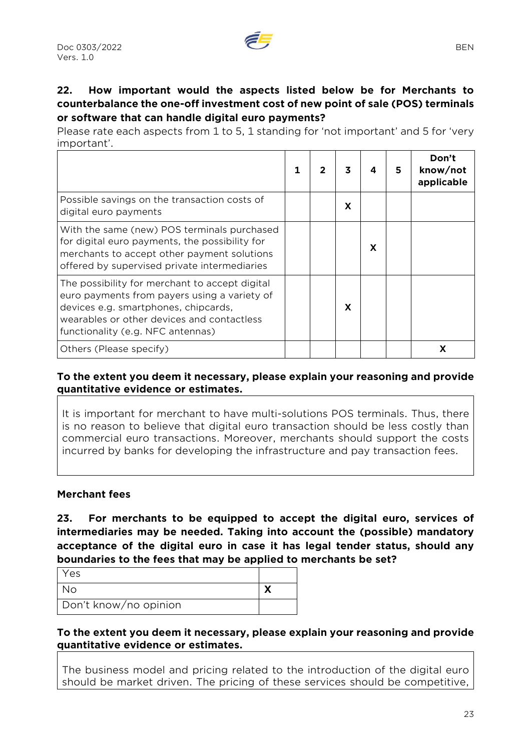**22. How important would the aspects listed below be for Merchants to counterbalance the one-off investment cost of new point of sale (POS) terminals or software that can handle digital euro payments?**

Please rate each aspects from 1 to 5, 1 standing for 'not important' and 5 for 'very important'.

| | 1 | 2 | 3 | 4 | 5 | Don't know/not applicable |
|---|---|---|---|---|---|---|
| Possible savings on the transaction costs of digital euro payments | | | X | | | |
| With the same (new) POS terminals purchased for digital euro payments, the possibility for merchants to accept other payment solutions offered by supervised private intermediaries | | | | X | | |
| The possibility for merchant to accept digital euro payments from payers using a variety of devices e.g. smartphones, chipcards, wearables or other devices and contactless functionality (e.g. NFC antennas) | | | X | | | |
| Others (Please specify) | | | | | | X |

**To the extent you deem it necessary, please explain your reasoning and provide quantitative evidence or estimates.**

It is important for merchant to have multi-solutions POS terminals. Thus, there is no reason to believe that digital euro transaction should be less costly than commercial euro transactions. Moreover, merchants should support the costs incurred by banks for developing the infrastructure and pay transaction fees.

**Merchant fees**

**23. For merchants to be equipped to accept the digital euro, services of intermediaries may be needed. Taking into account the (possible) mandatory acceptance of the digital euro in case it has legal tender status, should any boundaries to the fees that may be applied to merchants be set?**

| | |
|---|---|
| Yes | |
| No | X |
| Don't know/no opinion | |

**To the extent you deem it necessary, please explain your reasoning and provide quantitative evidence or estimates.**

The business model and pricing related to the introduction of the digital euro should be market driven. The pricing of these services should be competitive,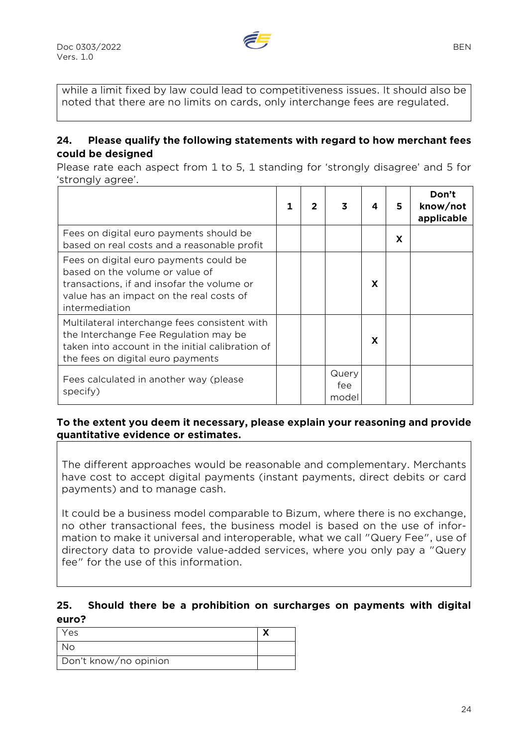while a limit fixed by law could lead to competitiveness issues. It should also be noted that there are no limits on cards, only interchange fees are regulated.

### 24. Please qualify the following statements with regard to how merchant fees could be designed

Please rate each aspect from 1 to 5, 1 standing for 'strongly disagree' and 5 for 'strongly agree'.

| | 1 | 2 | 3 | 4 | 5 | Don't know/not applicable |
|---|---|---|---|---|---|---|
| Fees on digital euro payments should be based on real costs and a reasonable profit | | | | | X | |
| Fees on digital euro payments could be based on the volume or value of transactions, if and insofar the volume or value has an impact on the real costs of intermediation | | | | X | | |
| Multilateral interchange fees consistent with the Interchange Fee Regulation may be taken into account in the initial calibration of the fees on digital euro payments | | | | X | | |
| Fees calculated in another way (please specify) | | | Query fee model | | | |

**To the extent you deem it necessary, please explain your reasoning and provide quantitative evidence or estimates.**

The different approaches would be reasonable and complementary. Merchants have cost to accept digital payments (instant payments, direct debits or card payments) and to manage cash.

It could be a business model comparable to Bizum, where there is no exchange, no other transactional fees, the business model is based on the use of information to make it universal and interoperable, what we call "Query Fee", use of directory data to provide value-added services, where you only pay a "Query fee" for the use of this information.

### 25. Should there be a prohibition on surcharges on payments with digital euro?

| | |
|---|---|
| Yes | X |
| No | |
| Don't know/no opinion | |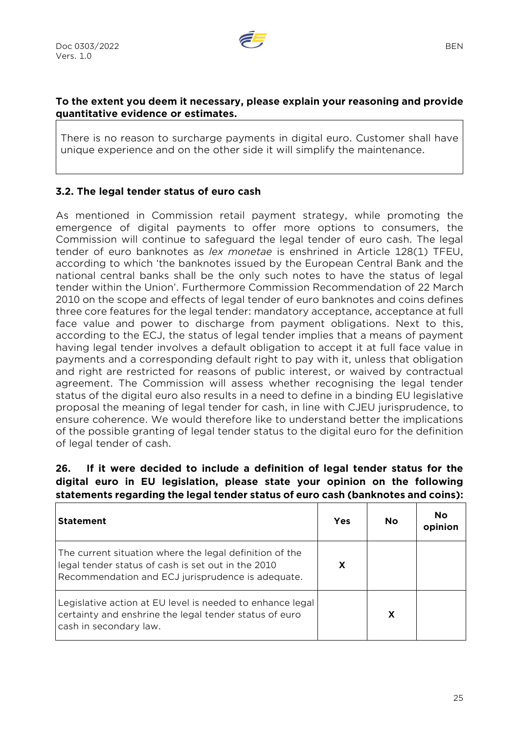**To the extent you deem it necessary, please explain your reasoning and provide quantitative evidence or estimates.**

> There is no reason to surcharge payments in digital euro. Customer shall have unique experience and on the other side it will simplify the maintenance.

### 3.2. The legal tender status of euro cash

As mentioned in Commission retail payment strategy, while promoting the emergence of digital payments to offer more options to consumers, the Commission will continue to safeguard the legal tender of euro cash. The legal tender of euro banknotes as *lex monetae* is enshrined in Article 128(1) TFEU, according to which 'the banknotes issued by the European Central Bank and the national central banks shall be the only such notes to have the status of legal tender within the Union'. Furthermore Commission Recommendation of 22 March 2010 on the scope and effects of legal tender of euro banknotes and coins defines three core features for the legal tender: mandatory acceptance, acceptance at full face value and power to discharge from payment obligations. Next to this, according to the ECJ, the status of legal tender implies that a means of payment having legal tender involves a default obligation to accept it at full face value in payments and a corresponding default right to pay with it, unless that obligation and right are restricted for reasons of public interest, or waived by contractual agreement. The Commission will assess whether recognising the legal tender status of the digital euro also results in a need to define in a binding EU legislative proposal the meaning of legal tender for cash, in line with CJEU jurisprudence, to ensure coherence. We would therefore like to understand better the implications of the possible granting of legal tender status to the digital euro for the definition of legal tender of cash.

**26. If it were decided to include a definition of legal tender status for the digital euro in EU legislation, please state your opinion on the following statements regarding the legal tender status of euro cash (banknotes and coins):**

| Statement | Yes | No | No opinion |
|---|---|---|---|
| The current situation where the legal definition of the legal tender status of cash is set out in the 2010 Recommendation and ECJ jurisprudence is adequate. | X | | |
| Legislative action at EU level is needed to enhance legal certainty and enshrine the legal tender status of euro cash in secondary law. | | X | |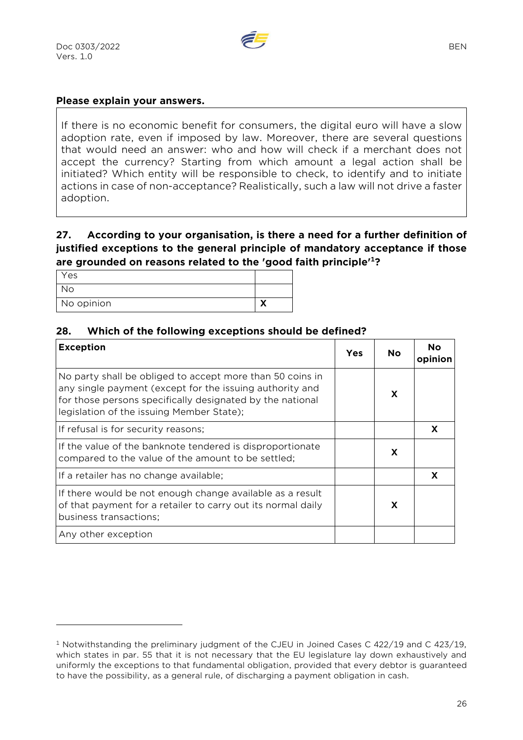**Please explain your answers.**

> If there is no economic benefit for consumers, the digital euro will have a slow adoption rate, even if imposed by law. Moreover, there are several questions that would need an answer: who and how will check if a merchant does not accept the currency? Starting from which amount a legal action shall be initiated? Which entity will be responsible to check, to identify and to initiate actions in case of non-acceptance? Realistically, such a law will not drive a faster adoption.

### 27. According to your organisation, is there a need for a further definition of justified exceptions to the general principle of mandatory acceptance if those are grounded on reasons related to the 'good faith principle'[1]?

| | |
|---|---|
| Yes | |
| No | |
| No opinion | **X** |

### 28. Which of the following exceptions should be defined?

| Exception | Yes | No | No opinion |
|---|---|---|---|
| No party shall be obliged to accept more than 50 coins in any single payment (except for the issuing authority and for those persons specifically designated by the national legislation of the issuing Member State); | | **X** | |
| If refusal is for security reasons; | | | **X** |
| If the value of the banknote tendered is disproportionate compared to the value of the amount to be settled; | | **X** | |
| If a retailer has no change available; | | | **X** |
| If there would be not enough change available as a result of that payment for a retailer to carry out its normal daily business transactions; | | **X** | |
| Any other exception | | | |

[1] Notwithstanding the preliminary judgment of the CJEU in Joined Cases C 422/19 and C 423/19, which states in par. 55 that it is not necessary that the EU legislature lay down exhaustively and uniformly the exceptions to that fundamental obligation, provided that every debtor is guaranteed to have the possibility, as a general rule, of discharging a payment obligation in cash.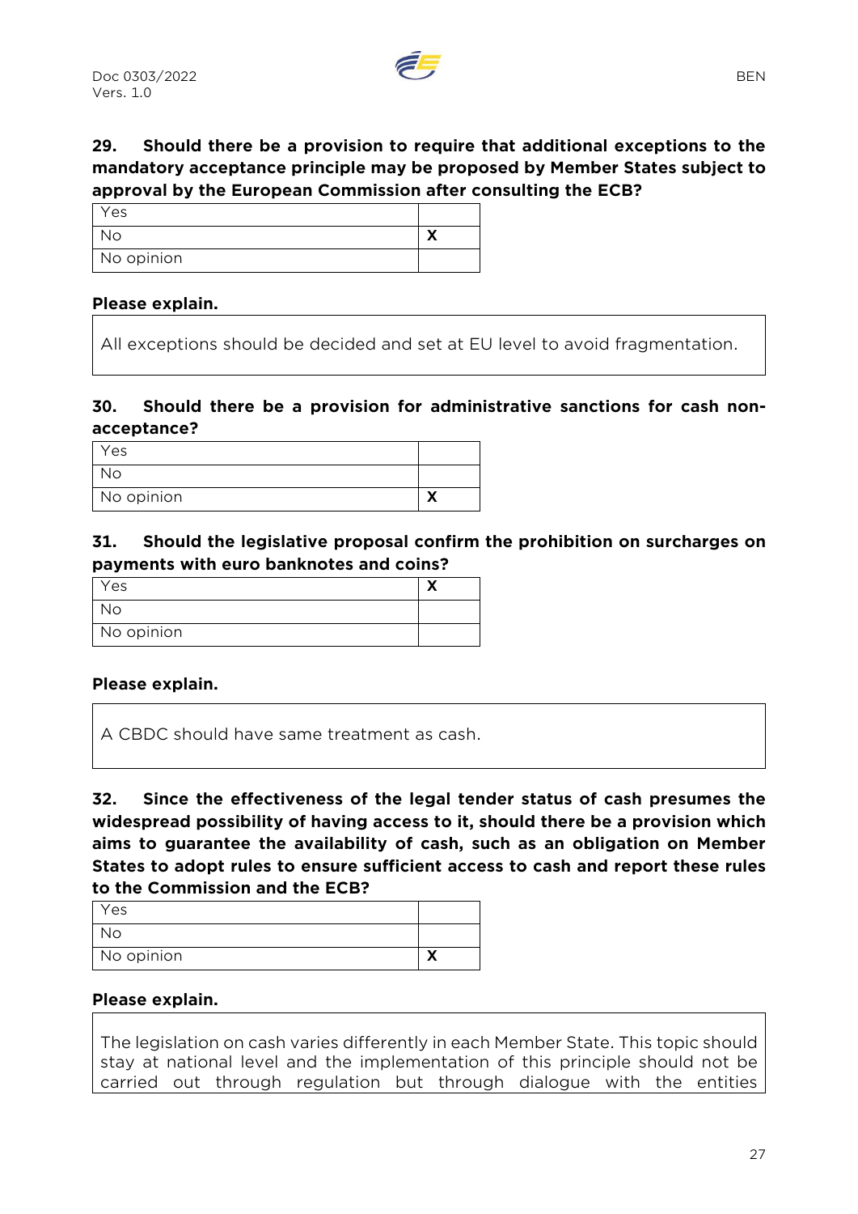**29. Should there be a provision to require that additional exceptions to the mandatory acceptance principle may be proposed by Member States subject to approval by the European Commission after consulting the ECB?**

| | |
|---|---|
| Yes | |
| No | **X** |
| No opinion | |

**Please explain.**

All exceptions should be decided and set at EU level to avoid fragmentation.

**30. Should there be a provision for administrative sanctions for cash non-acceptance?**

| | |
|---|---|
| Yes | |
| No | |
| No opinion | **X** |

**31. Should the legislative proposal confirm the prohibition on surcharges on payments with euro banknotes and coins?**

| | |
|---|---|
| Yes | **X** |
| No | |
| No opinion | |

**Please explain.**

A CBDC should have same treatment as cash.

**32. Since the effectiveness of the legal tender status of cash presumes the widespread possibility of having access to it, should there be a provision which aims to guarantee the availability of cash, such as an obligation on Member States to adopt rules to ensure sufficient access to cash and report these rules to the Commission and the ECB?**

| | |
|---|---|
| Yes | |
| No | |
| No opinion | **X** |

**Please explain.**

The legislation on cash varies differently in each Member State. This topic should stay at national level and the implementation of this principle should not be carried out through regulation but through dialogue with the entities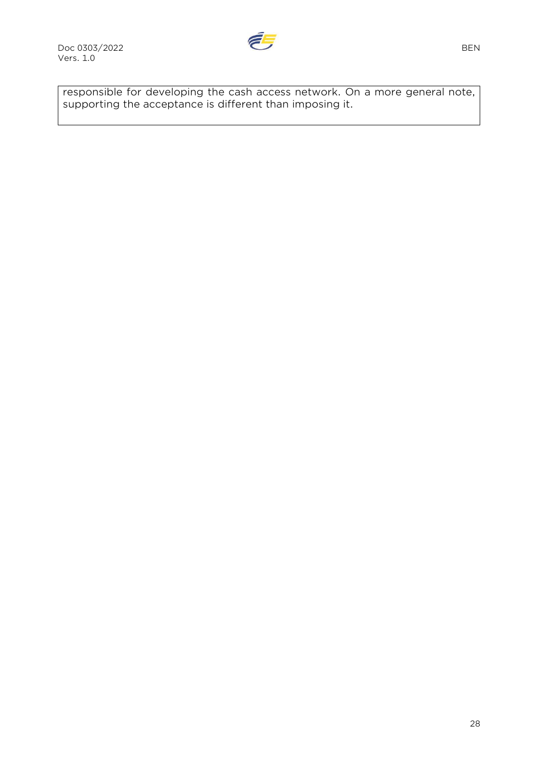responsible for developing the cash access network. On a more general note, supporting the acceptance is different than imposing it.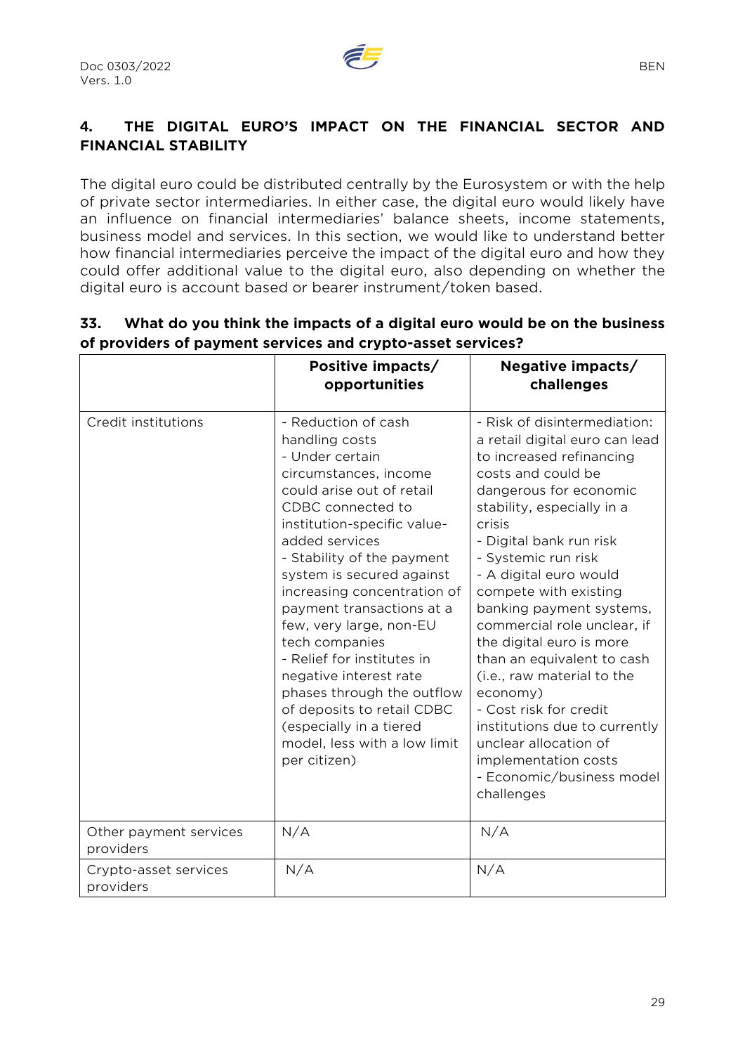## 4. THE DIGITAL EURO'S IMPACT ON THE FINANCIAL SECTOR AND FINANCIAL STABILITY

The digital euro could be distributed centrally by the Eurosystem or with the help of private sector intermediaries. In either case, the digital euro would likely have an influence on financial intermediaries' balance sheets, income statements, business model and services. In this section, we would like to understand better how financial intermediaries perceive the impact of the digital euro and how they could offer additional value to the digital euro, also depending on whether the digital euro is account based or bearer instrument/token based.

**33. What do you think the impacts of a digital euro would be on the business of providers of payment services and crypto-asset services?**

| | Positive impacts/ opportunities | Negative impacts/ challenges |
|---|---|---|
| Credit institutions | - Reduction of cash handling costs<br>- Under certain circumstances, income could arise out of retail CDBC connected to institution-specific value-added services<br>- Stability of the payment system is secured against increasing concentration of payment transactions at a few, very large, non-EU tech companies<br>- Relief for institutes in negative interest rate phases through the outflow of deposits to retail CDBC (especially in a tiered model, less with a low limit per citizen) | - Risk of disintermediation: a retail digital euro can lead to increased refinancing costs and could be dangerous for economic stability, especially in a crisis<br>- Digital bank run risk<br>- Systemic run risk<br>- A digital euro would compete with existing banking payment systems, commercial role unclear, if the digital euro is more than an equivalent to cash (i.e., raw material to the economy)<br>- Cost risk for credit institutions due to currently unclear allocation of implementation costs<br>- Economic/business model challenges |
| Other payment services providers | N/A | N/A |
| Crypto-asset services providers | N/A | N/A |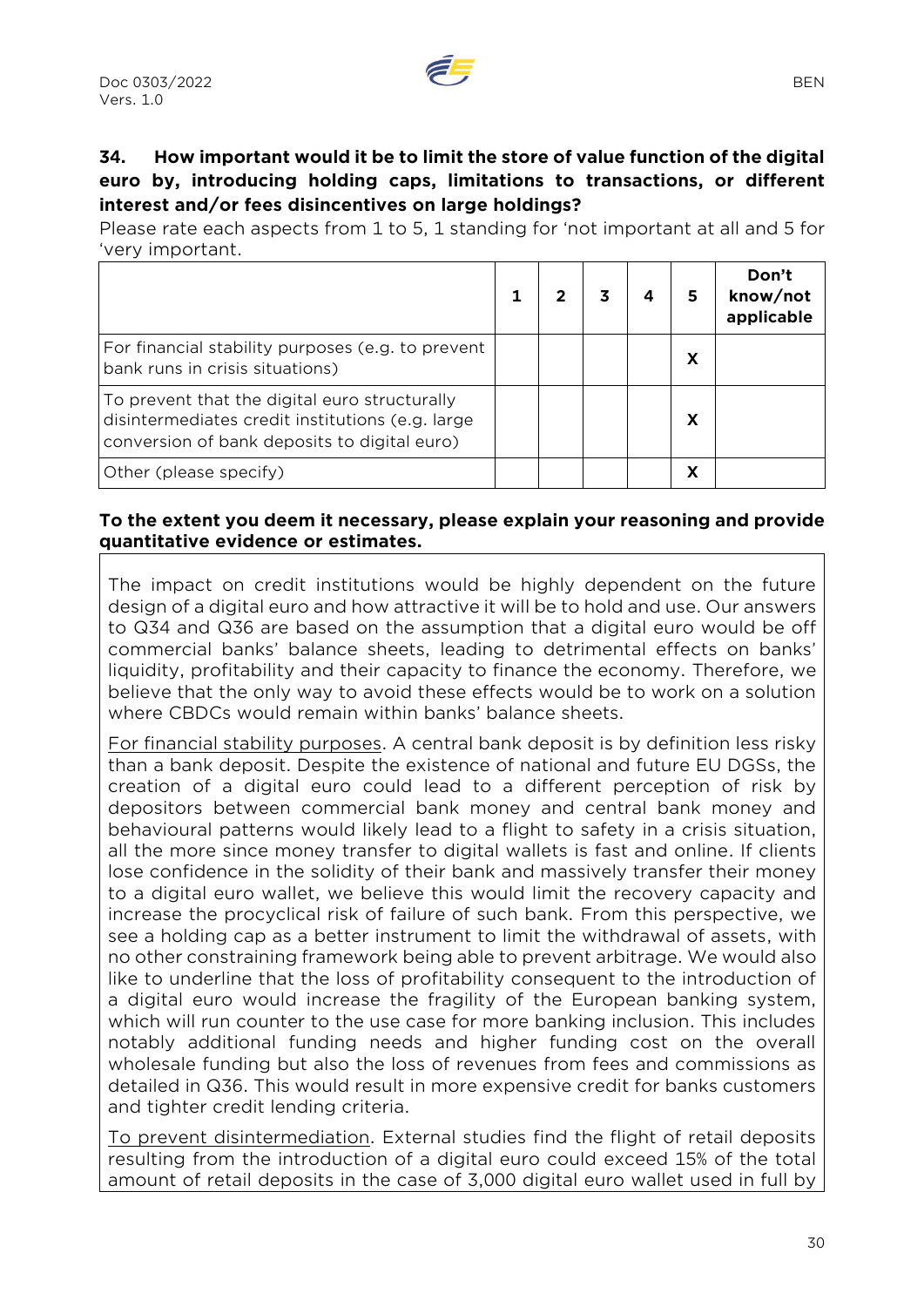**34. How important would it be to limit the store of value function of the digital euro by, introducing holding caps, limitations to transactions, or different interest and/or fees disincentives on large holdings?**

Please rate each aspects from 1 to 5, 1 standing for 'not important at all and 5 for 'very important.

| | 1 | 2 | 3 | 4 | 5 | Don't know/not applicable |
|---|---|---|---|---|---|---|
| For financial stability purposes (e.g. to prevent bank runs in crisis situations) | | | | | X | |
| To prevent that the digital euro structurally disintermediates credit institutions (e.g. large conversion of bank deposits to digital euro) | | | | | X | |
| Other (please specify) | | | | | X | |

**To the extent you deem it necessary, please explain your reasoning and provide quantitative evidence or estimates.**

The impact on credit institutions would be highly dependent on the future design of a digital euro and how attractive it will be to hold and use. Our answers to Q34 and Q36 are based on the assumption that a digital euro would be off commercial banks' balance sheets, leading to detrimental effects on banks' liquidity, profitability and their capacity to finance the economy. Therefore, we believe that the only way to avoid these effects would be to work on a solution where CBDCs would remain within banks' balance sheets.

For financial stability purposes. A central bank deposit is by definition less risky than a bank deposit. Despite the existence of national and future EU DGSs, the creation of a digital euro could lead to a different perception of risk by depositors between commercial bank money and central bank money and behavioural patterns would likely lead to a flight to safety in a crisis situation, all the more since money transfer to digital wallets is fast and online. If clients lose confidence in the solidity of their bank and massively transfer their money to a digital euro wallet, we believe this would limit the recovery capacity and increase the procyclical risk of failure of such bank. From this perspective, we see a holding cap as a better instrument to limit the withdrawal of assets, with no other constraining framework being able to prevent arbitrage. We would also like to underline that the loss of profitability consequent to the introduction of a digital euro would increase the fragility of the European banking system, which will run counter to the use case for more banking inclusion. This includes notably additional funding needs and higher funding cost on the overall wholesale funding but also the loss of revenues from fees and commissions as detailed in Q36. This would result in more expensive credit for banks customers and tighter credit lending criteria.

To prevent disintermediation. External studies find the flight of retail deposits resulting from the introduction of a digital euro could exceed 15% of the total amount of retail deposits in the case of 3,000 digital euro wallet used in full by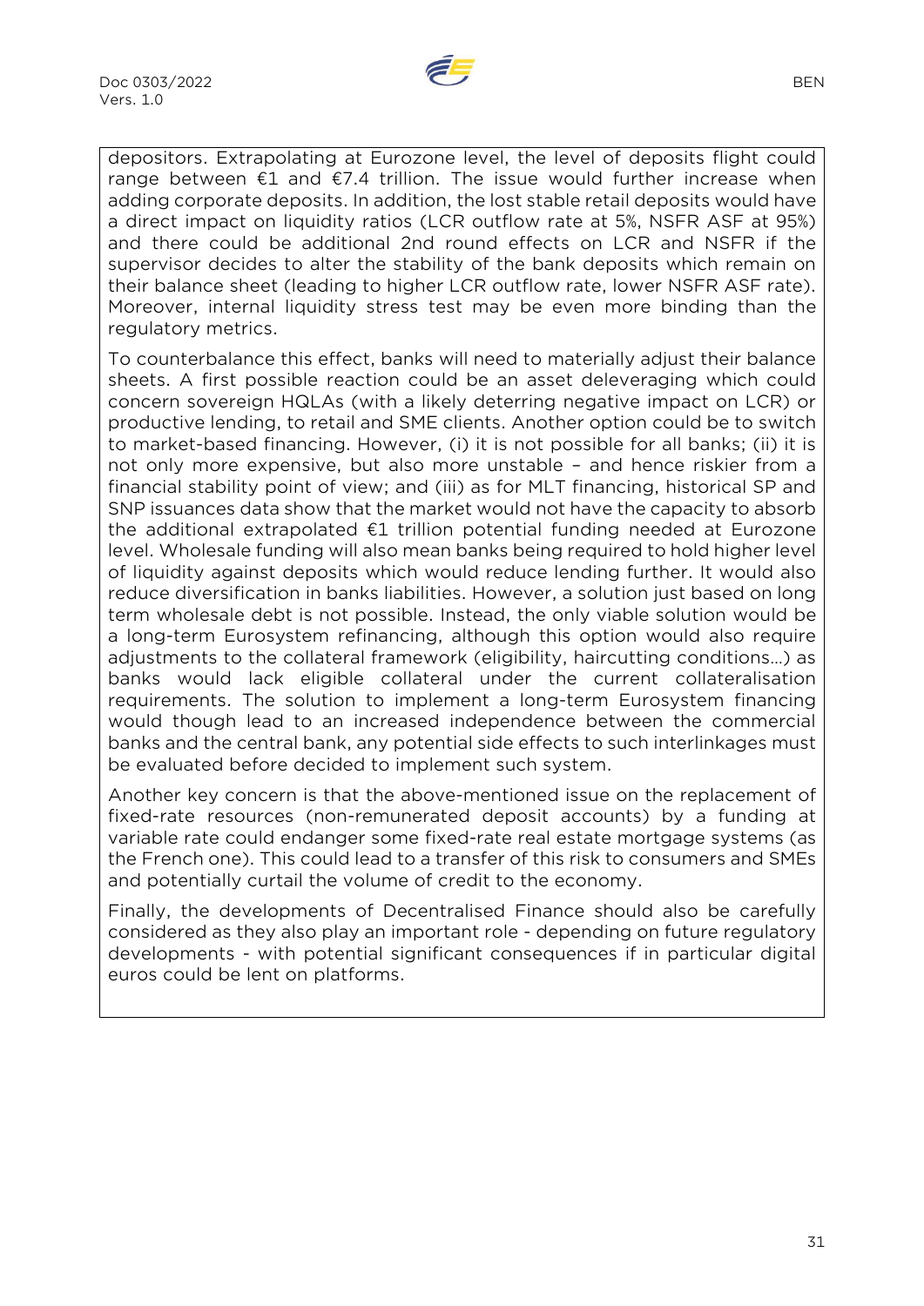depositors. Extrapolating at Eurozone level, the level of deposits flight could range between €1 and €7.4 trillion. The issue would further increase when adding corporate deposits. In addition, the lost stable retail deposits would have a direct impact on liquidity ratios (LCR outflow rate at 5%, NSFR ASF at 95%) and there could be additional 2nd round effects on LCR and NSFR if the supervisor decides to alter the stability of the bank deposits which remain on their balance sheet (leading to higher LCR outflow rate, lower NSFR ASF rate). Moreover, internal liquidity stress test may be even more binding than the regulatory metrics.

To counterbalance this effect, banks will need to materially adjust their balance sheets. A first possible reaction could be an asset deleveraging which could concern sovereign HQLAs (with a likely deterring negative impact on LCR) or productive lending, to retail and SME clients. Another option could be to switch to market-based financing. However, (i) it is not possible for all banks; (ii) it is not only more expensive, but also more unstable – and hence riskier from a financial stability point of view; and (iii) as for MLT financing, historical SP and SNP issuances data show that the market would not have the capacity to absorb the additional extrapolated €1 trillion potential funding needed at Eurozone level. Wholesale funding will also mean banks being required to hold higher level of liquidity against deposits which would reduce lending further. It would also reduce diversification in banks liabilities. However, a solution just based on long term wholesale debt is not possible. Instead, the only viable solution would be a long-term Eurosystem refinancing, although this option would also require adjustments to the collateral framework (eligibility, haircutting conditions…) as banks would lack eligible collateral under the current collateralisation requirements. The solution to implement a long-term Eurosystem financing would though lead to an increased independence between the commercial banks and the central bank, any potential side effects to such interlinkages must be evaluated before decided to implement such system.

Another key concern is that the above-mentioned issue on the replacement of fixed-rate resources (non-remunerated deposit accounts) by a funding at variable rate could endanger some fixed-rate real estate mortgage systems (as the French one). This could lead to a transfer of this risk to consumers and SMEs and potentially curtail the volume of credit to the economy.

Finally, the developments of Decentralised Finance should also be carefully considered as they also play an important role - depending on future regulatory developments - with potential significant consequences if in particular digital euros could be lent on platforms.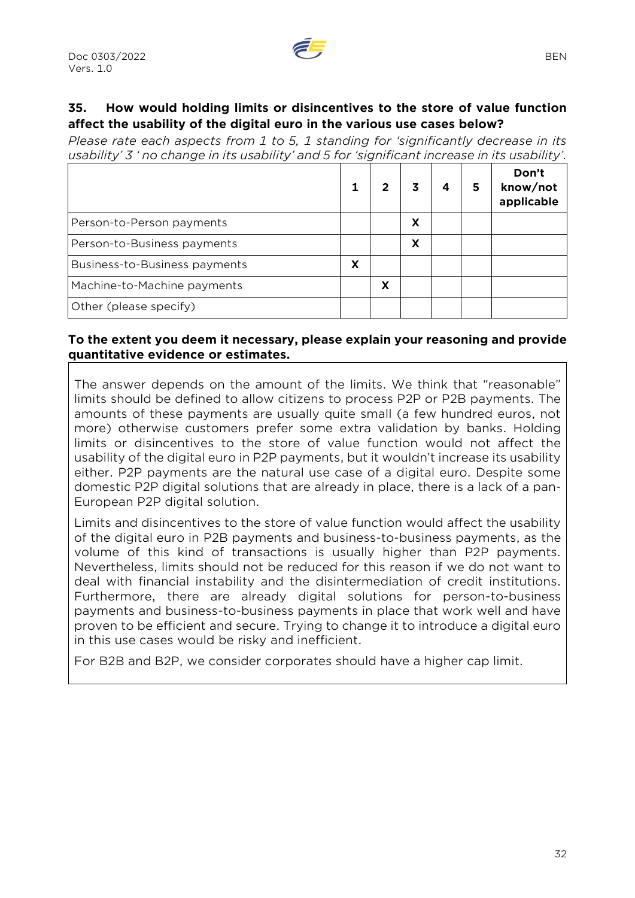**35. How would holding limits or disincentives to the store of value function affect the usability of the digital euro in the various use cases below?**

*Please rate each aspects from 1 to 5, 1 standing for 'significantly decrease in its usability' 3 ' no change in its usability' and 5 for 'significant increase in its usability'.*

| | 1 | 2 | 3 | 4 | 5 | Don't know/not applicable |
|---|---|---|---|---|---|---|
| Person-to-Person payments | | | X | | | |
| Person-to-Business payments | | | X | | | |
| Business-to-Business payments | X | | | | | |
| Machine-to-Machine payments | | X | | | | |
| Other (please specify) | | | | | | |

**To the extent you deem it necessary, please explain your reasoning and provide quantitative evidence or estimates.**

The answer depends on the amount of the limits. We think that "reasonable" limits should be defined to allow citizens to process P2P or P2B payments. The amounts of these payments are usually quite small (a few hundred euros, not more) otherwise customers prefer some extra validation by banks. Holding limits or disincentives to the store of value function would not affect the usability of the digital euro in P2P payments, but it wouldn't increase its usability either. P2P payments are the natural use case of a digital euro. Despite some domestic P2P digital solutions that are already in place, there is a lack of a pan-European P2P digital solution.

Limits and disincentives to the store of value function would affect the usability of the digital euro in P2B payments and business-to-business payments, as the volume of this kind of transactions is usually higher than P2P payments. Nevertheless, limits should not be reduced for this reason if we do not want to deal with financial instability and the disintermediation of credit institutions. Furthermore, there are already digital solutions for person-to-business payments and business-to-business payments in place that work well and have proven to be efficient and secure. Trying to change it to introduce a digital euro in this use cases would be risky and inefficient.

For B2B and B2P, we consider corporates should have a higher cap limit.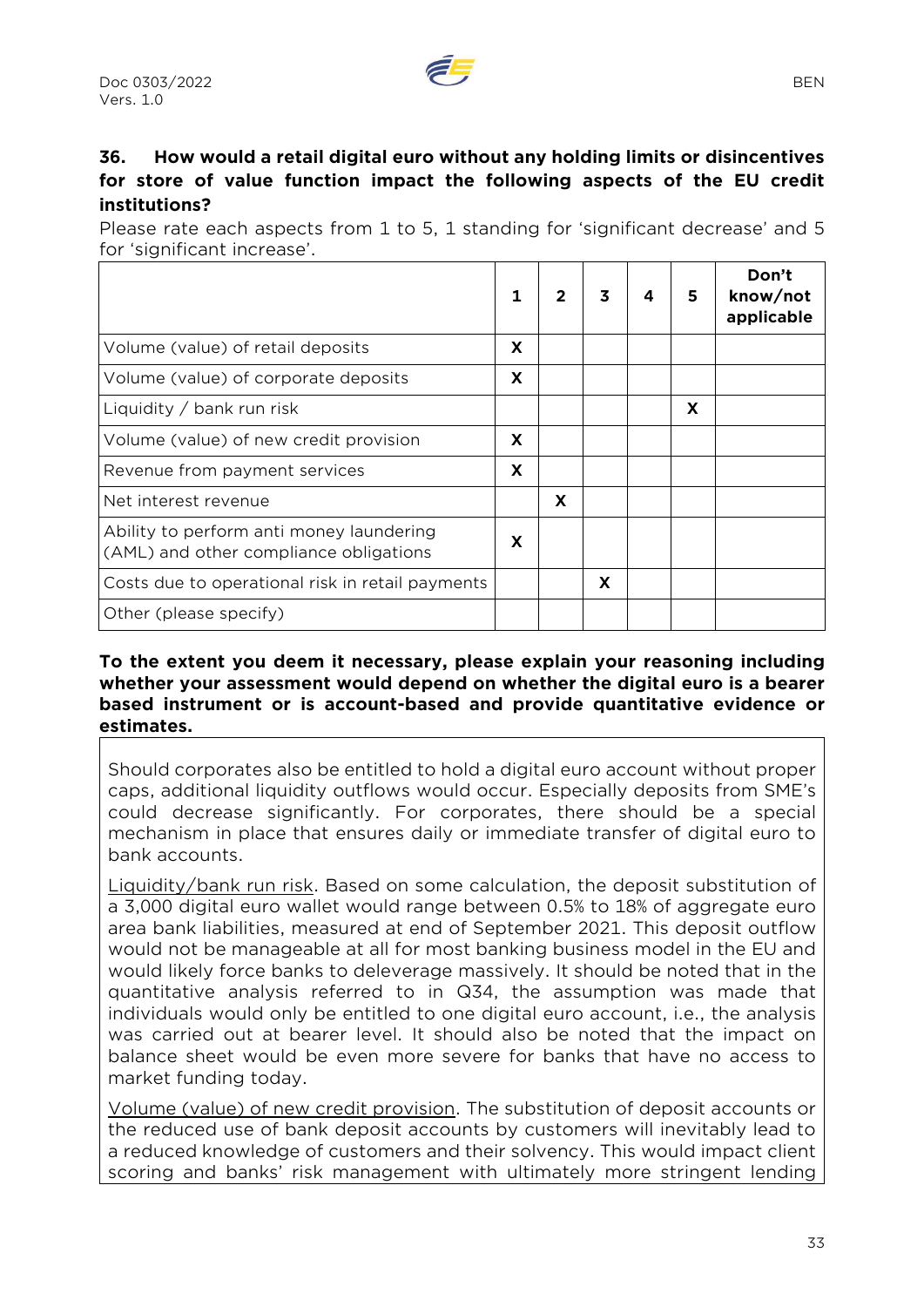**36. How would a retail digital euro without any holding limits or disincentives for store of value function impact the following aspects of the EU credit institutions?**

Please rate each aspects from 1 to 5, 1 standing for 'significant decrease' and 5 for 'significant increase'.

| | 1 | 2 | 3 | 4 | 5 | Don't know/not applicable |
|---|---|---|---|---|---|---|
| Volume (value) of retail deposits | X | | | | | |
| Volume (value) of corporate deposits | X | | | | | |
| Liquidity / bank run risk | | | | | X | |
| Volume (value) of new credit provision | X | | | | | |
| Revenue from payment services | X | | | | | |
| Net interest revenue | | X | | | | |
| Ability to perform anti money laundering (AML) and other compliance obligations | X | | | | | |
| Costs due to operational risk in retail payments | | | X | | | |
| Other (please specify) | | | | | | |

**To the extent you deem it necessary, please explain your reasoning including whether your assessment would depend on whether the digital euro is a bearer based instrument or is account-based and provide quantitative evidence or estimates.**

Should corporates also be entitled to hold a digital euro account without proper caps, additional liquidity outflows would occur. Especially deposits from SME's could decrease significantly. For corporates, there should be a special mechanism in place that ensures daily or immediate transfer of digital euro to bank accounts.

Liquidity/bank run risk. Based on some calculation, the deposit substitution of a 3,000 digital euro wallet would range between 0.5% to 18% of aggregate euro area bank liabilities, measured at end of September 2021. This deposit outflow would not be manageable at all for most banking business model in the EU and would likely force banks to deleverage massively. It should be noted that in the quantitative analysis referred to in Q34, the assumption was made that individuals would only be entitled to one digital euro account, i.e., the analysis was carried out at bearer level. It should also be noted that the impact on balance sheet would be even more severe for banks that have no access to market funding today.

Volume (value) of new credit provision. The substitution of deposit accounts or the reduced use of bank deposit accounts by customers will inevitably lead to a reduced knowledge of customers and their solvency. This would impact client scoring and banks' risk management with ultimately more stringent lending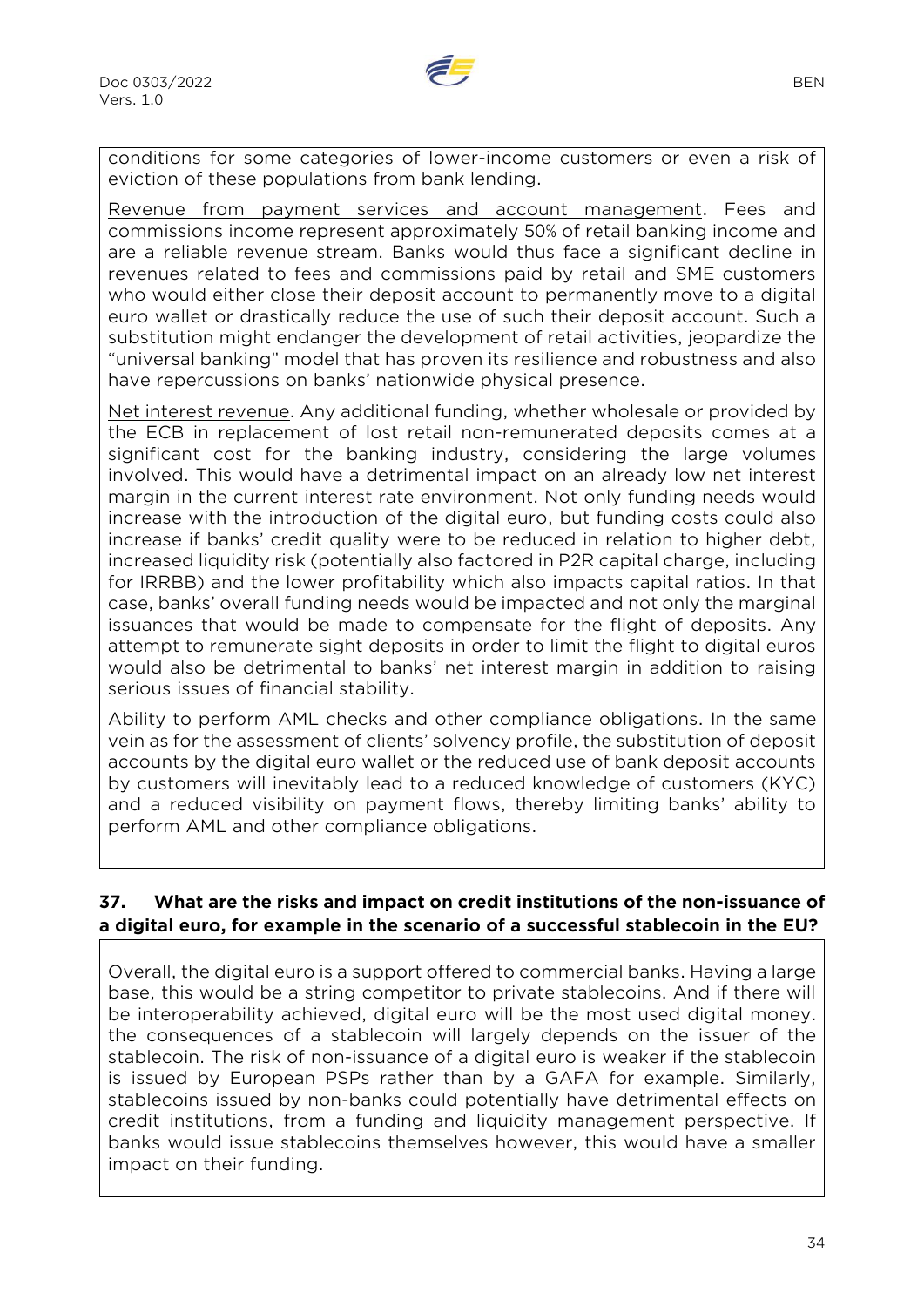conditions for some categories of lower-income customers or even a risk of eviction of these populations from bank lending.

Revenue from payment services and account management. Fees and commissions income represent approximately 50% of retail banking income and are a reliable revenue stream. Banks would thus face a significant decline in revenues related to fees and commissions paid by retail and SME customers who would either close their deposit account to permanently move to a digital euro wallet or drastically reduce the use of such their deposit account. Such a substitution might endanger the development of retail activities, jeopardize the "universal banking" model that has proven its resilience and robustness and also have repercussions on banks' nationwide physical presence.

Net interest revenue. Any additional funding, whether wholesale or provided by the ECB in replacement of lost retail non-remunerated deposits comes at a significant cost for the banking industry, considering the large volumes involved. This would have a detrimental impact on an already low net interest margin in the current interest rate environment. Not only funding needs would increase with the introduction of the digital euro, but funding costs could also increase if banks' credit quality were to be reduced in relation to higher debt, increased liquidity risk (potentially also factored in P2R capital charge, including for IRRBB) and the lower profitability which also impacts capital ratios. In that case, banks' overall funding needs would be impacted and not only the marginal issuances that would be made to compensate for the flight of deposits. Any attempt to remunerate sight deposits in order to limit the flight to digital euros would also be detrimental to banks' net interest margin in addition to raising serious issues of financial stability.

Ability to perform AML checks and other compliance obligations. In the same vein as for the assessment of clients' solvency profile, the substitution of deposit accounts by the digital euro wallet or the reduced use of bank deposit accounts by customers will inevitably lead to a reduced knowledge of customers (KYC) and a reduced visibility on payment flows, thereby limiting banks' ability to perform AML and other compliance obligations.

### 37. What are the risks and impact on credit institutions of the non-issuance of a digital euro, for example in the scenario of a successful stablecoin in the EU?

Overall, the digital euro is a support offered to commercial banks. Having a large base, this would be a string competitor to private stablecoins. And if there will be interoperability achieved, digital euro will be the most used digital money. the consequences of a stablecoin will largely depends on the issuer of the stablecoin. The risk of non-issuance of a digital euro is weaker if the stablecoin is issued by European PSPs rather than by a GAFA for example. Similarly, stablecoins issued by non-banks could potentially have detrimental effects on credit institutions, from a funding and liquidity management perspective. If banks would issue stablecoins themselves however, this would have a smaller impact on their funding.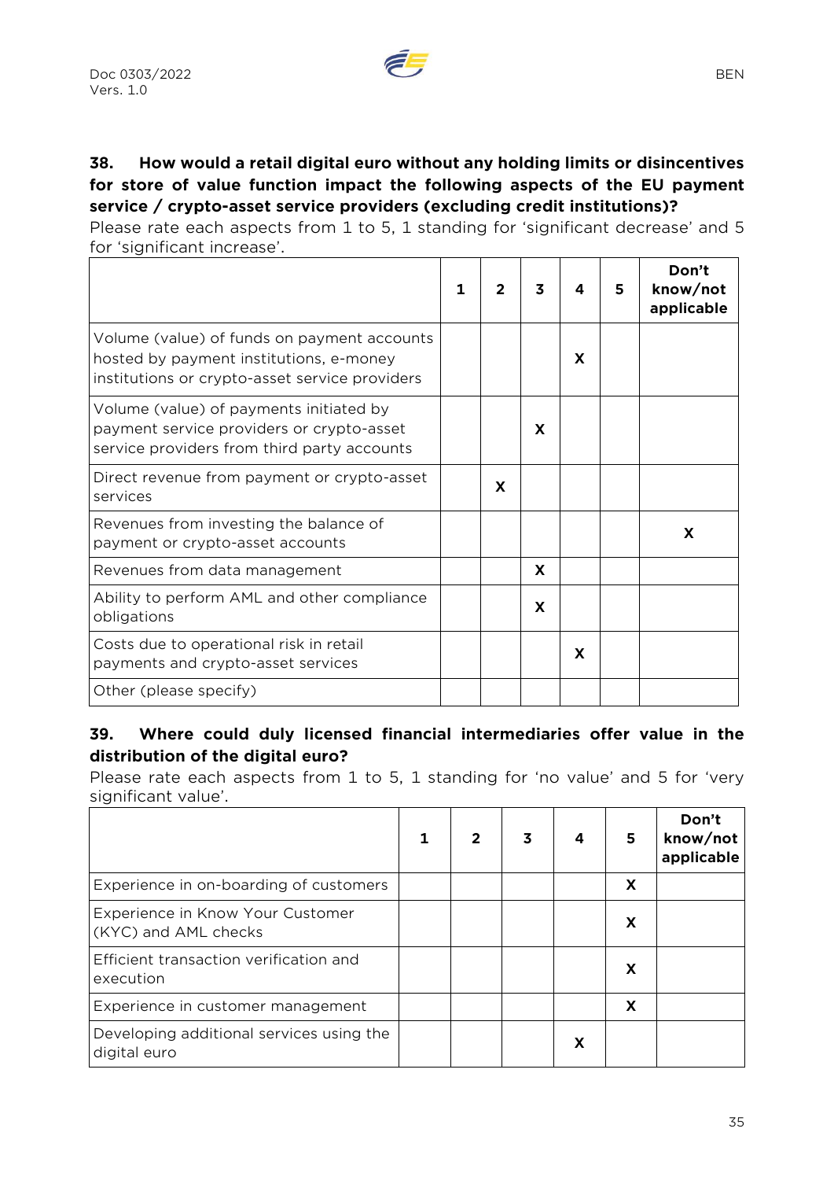**38. How would a retail digital euro without any holding limits or disincentives for store of value function impact the following aspects of the EU payment service / crypto-asset service providers (excluding credit institutions)?**

Please rate each aspects from 1 to 5, 1 standing for 'significant decrease' and 5 for 'significant increase'.

| | 1 | 2 | 3 | 4 | 5 | Don't know/not applicable |
|---|---|---|---|---|---|---|
| Volume (value) of funds on payment accounts hosted by payment institutions, e-money institutions or crypto-asset service providers | | | | X | | |
| Volume (value) of payments initiated by payment service providers or crypto-asset service providers from third party accounts | | | X | | | |
| Direct revenue from payment or crypto-asset services | | X | | | | |
| Revenues from investing the balance of payment or crypto-asset accounts | | | | | | X |
| Revenues from data management | | | X | | | |
| Ability to perform AML and other compliance obligations | | | X | | | |
| Costs due to operational risk in retail payments and crypto-asset services | | | | X | | |
| Other (please specify) | | | | | | |

**39. Where could duly licensed financial intermediaries offer value in the distribution of the digital euro?**

Please rate each aspects from 1 to 5, 1 standing for 'no value' and 5 for 'very significant value'.

| | 1 | 2 | 3 | 4 | 5 | Don't know/not applicable |
|---|---|---|---|---|---|---|
| Experience in on-boarding of customers | | | | | X | |
| Experience in Know Your Customer (KYC) and AML checks | | | | | X | |
| Efficient transaction verification and execution | | | | | X | |
| Experience in customer management | | | | | X | |
| Developing additional services using the digital euro | | | | X | | |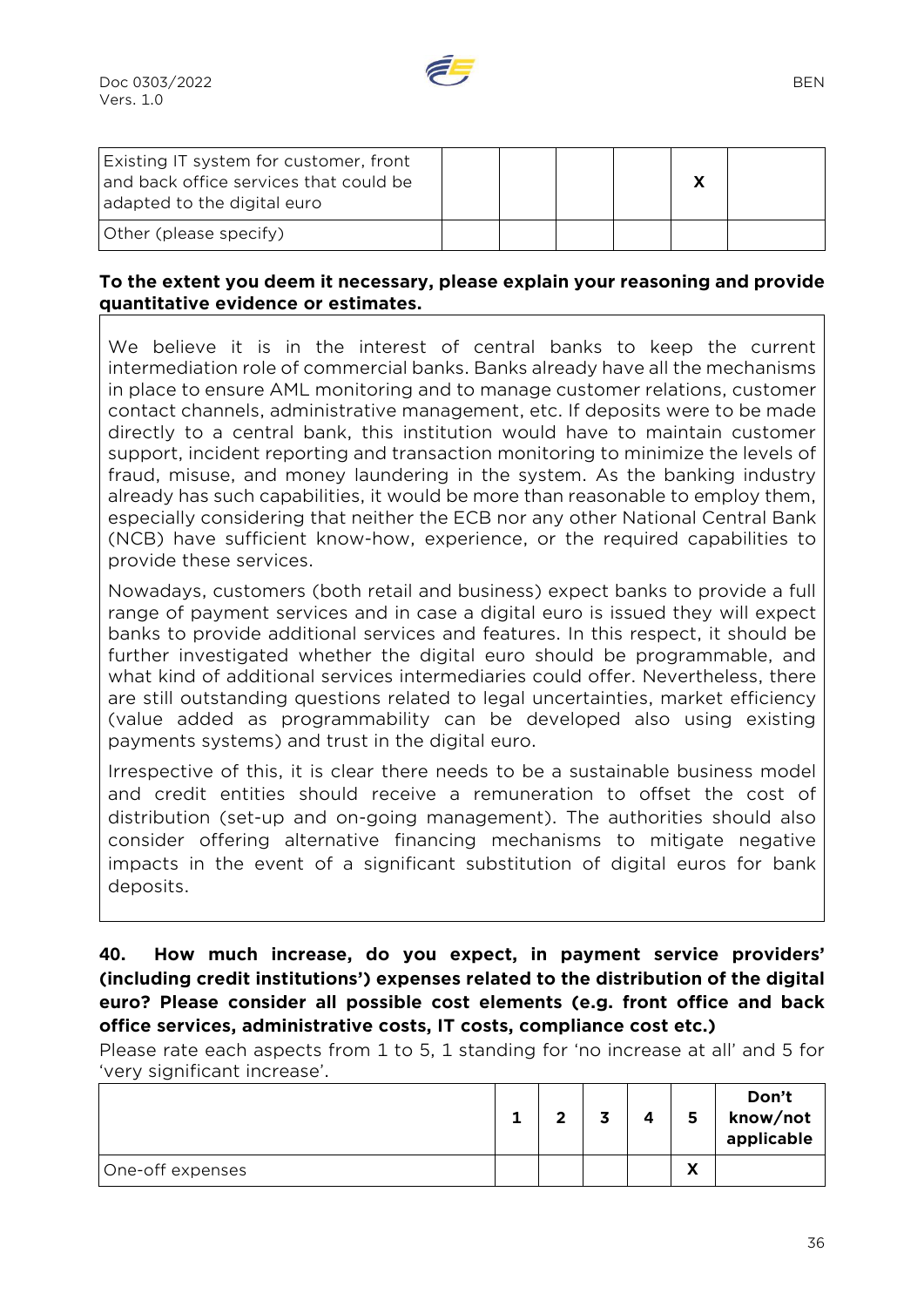| | | | | | | |
|---|---|---|---|---|---|---|
| Existing IT system for customer, front and back office services that could be adapted to the digital euro | | | | | X | |
| Other (please specify) | | | | | | |

**To the extent you deem it necessary, please explain your reasoning and provide quantitative evidence or estimates.**

We believe it is in the interest of central banks to keep the current intermediation role of commercial banks. Banks already have all the mechanisms in place to ensure AML monitoring and to manage customer relations, customer contact channels, administrative management, etc. If deposits were to be made directly to a central bank, this institution would have to maintain customer support, incident reporting and transaction monitoring to minimize the levels of fraud, misuse, and money laundering in the system. As the banking industry already has such capabilities, it would be more than reasonable to employ them, especially considering that neither the ECB nor any other National Central Bank (NCB) have sufficient know-how, experience, or the required capabilities to provide these services.

Nowadays, customers (both retail and business) expect banks to provide a full range of payment services and in case a digital euro is issued they will expect banks to provide additional services and features. In this respect, it should be further investigated whether the digital euro should be programmable, and what kind of additional services intermediaries could offer. Nevertheless, there are still outstanding questions related to legal uncertainties, market efficiency (value added as programmability can be developed also using existing payments systems) and trust in the digital euro.

Irrespective of this, it is clear there needs to be a sustainable business model and credit entities should receive a remuneration to offset the cost of distribution (set-up and on-going management). The authorities should also consider offering alternative financing mechanisms to mitigate negative impacts in the event of a significant substitution of digital euros for bank deposits.

**40. How much increase, do you expect, in payment service providers' (including credit institutions') expenses related to the distribution of the digital euro? Please consider all possible cost elements (e.g. front office and back office services, administrative costs, IT costs, compliance cost etc.)**

Please rate each aspects from 1 to 5, 1 standing for 'no increase at all' and 5 for 'very significant increase'.

| | 1 | 2 | 3 | 4 | 5 | Don't know/not applicable |
|---|---|---|---|---|---|---|
| One-off expenses | | | | | X | |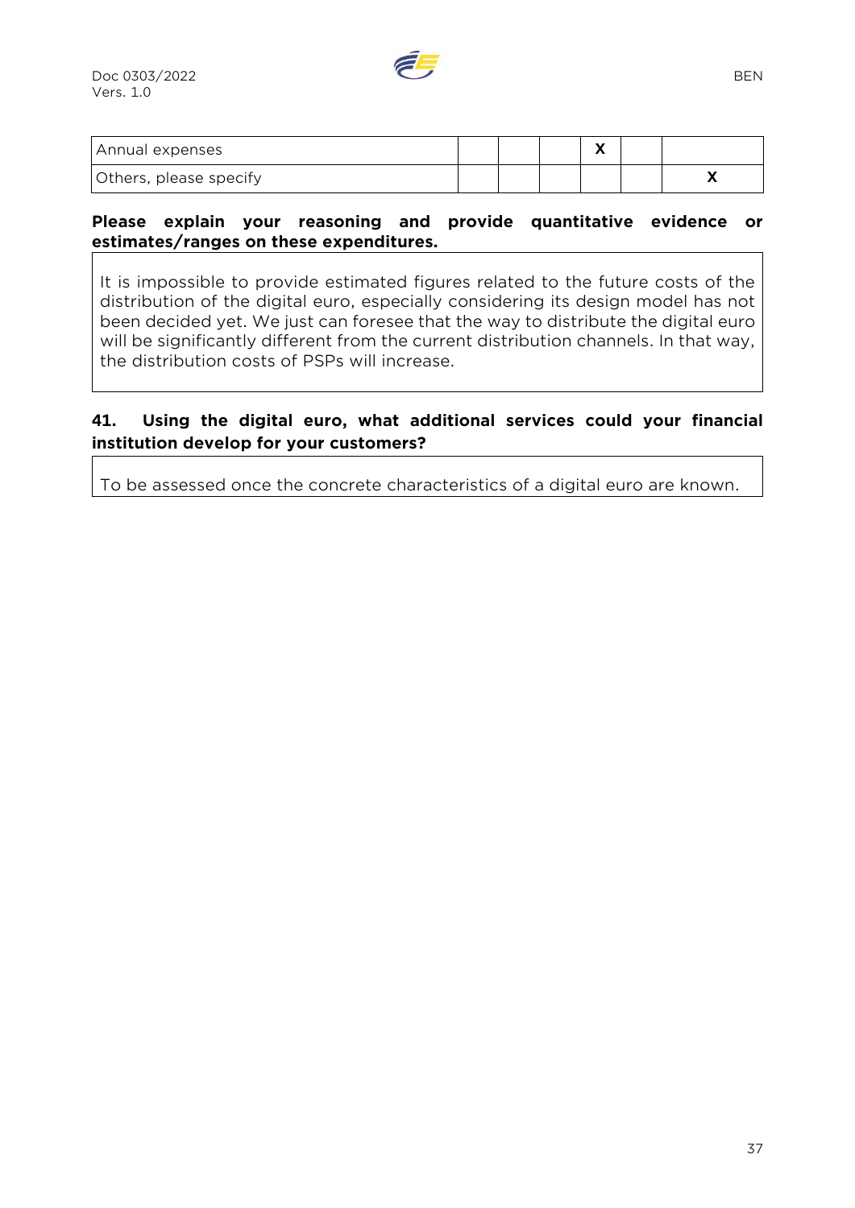| Annual expenses | | | | X | | |
|---|---|---|---|---|---|---|
| Others, please specify | | | | | | X |

**Please explain your reasoning and provide quantitative evidence or estimates/ranges on these expenditures.**

It is impossible to provide estimated figures related to the future costs of the distribution of the digital euro, especially considering its design model has not been decided yet. We just can foresee that the way to distribute the digital euro will be significantly different from the current distribution channels. In that way, the distribution costs of PSPs will increase.

**41. Using the digital euro, what additional services could your financial institution develop for your customers?**

To be assessed once the concrete characteristics of a digital euro are known.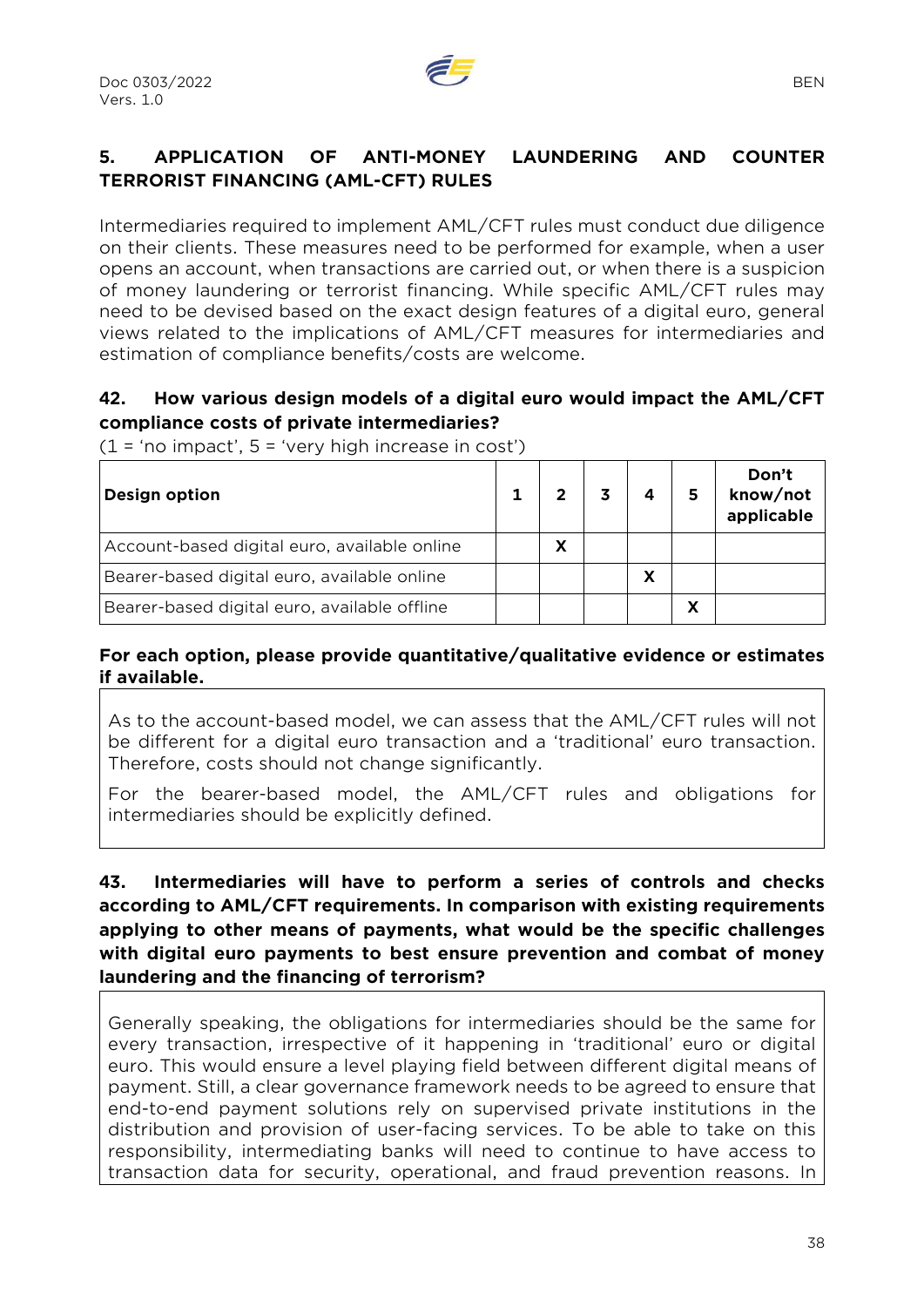## 5. APPLICATION OF ANTI-MONEY LAUNDERING AND COUNTER TERRORIST FINANCING (AML-CFT) RULES

Intermediaries required to implement AML/CFT rules must conduct due diligence on their clients. These measures need to be performed for example, when a user opens an account, when transactions are carried out, or when there is a suspicion of money laundering or terrorist financing. While specific AML/CFT rules may need to be devised based on the exact design features of a digital euro, general views related to the implications of AML/CFT measures for intermediaries and estimation of compliance benefits/costs are welcome.

### 42. How various design models of a digital euro would impact the AML/CFT compliance costs of private intermediaries?

(1 = 'no impact', 5 = 'very high increase in cost')

| Design option | 1 | 2 | 3 | 4 | 5 | Don't know/not applicable |
|---|---|---|---|---|---|---|
| Account-based digital euro, available online | | X | | | | |
| Bearer-based digital euro, available online | | | | X | | |
| Bearer-based digital euro, available offline | | | | | X | |

**For each option, please provide quantitative/qualitative evidence or estimates if available.**

As to the account-based model, we can assess that the AML/CFT rules will not be different for a digital euro transaction and a 'traditional' euro transaction. Therefore, costs should not change significantly.

For the bearer-based model, the AML/CFT rules and obligations for intermediaries should be explicitly defined.

### 43. Intermediaries will have to perform a series of controls and checks according to AML/CFT requirements. In comparison with existing requirements applying to other means of payments, what would be the specific challenges with digital euro payments to best ensure prevention and combat of money laundering and the financing of terrorism?

Generally speaking, the obligations for intermediaries should be the same for every transaction, irrespective of it happening in 'traditional' euro or digital euro. This would ensure a level playing field between different digital means of payment. Still, a clear governance framework needs to be agreed to ensure that end-to-end payment solutions rely on supervised private institutions in the distribution and provision of user-facing services. To be able to take on this responsibility, intermediating banks will need to continue to have access to transaction data for security, operational, and fraud prevention reasons. In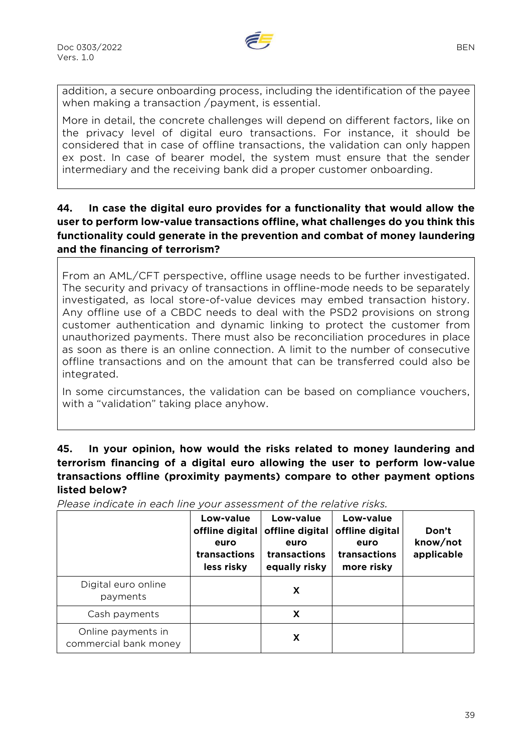addition, a secure onboarding process, including the identification of the payee when making a transaction /payment, is essential.

More in detail, the concrete challenges will depend on different factors, like on the privacy level of digital euro transactions. For instance, it should be considered that in case of offline transactions, the validation can only happen ex post. In case of bearer model, the system must ensure that the sender intermediary and the receiving bank did a proper customer onboarding.

**44. In case the digital euro provides for a functionality that would allow the user to perform low-value transactions offline, what challenges do you think this functionality could generate in the prevention and combat of money laundering and the financing of terrorism?**

From an AML/CFT perspective, offline usage needs to be further investigated. The security and privacy of transactions in offline-mode needs to be separately investigated, as local store-of-value devices may embed transaction history. Any offline use of a CBDC needs to deal with the PSD2 provisions on strong customer authentication and dynamic linking to protect the customer from unauthorized payments. There must also be reconciliation procedures in place as soon as there is an online connection. A limit to the number of consecutive offline transactions and on the amount that can be transferred could also be integrated.

In some circumstances, the validation can be based on compliance vouchers, with a "validation" taking place anyhow.

**45. In your opinion, how would the risks related to money laundering and terrorism financing of a digital euro allowing the user to perform low-value transactions offline (proximity payments) compare to other payment options listed below?**

*Please indicate in each line your assessment of the relative risks.*

| | Low-value offline digital euro transactions less risky | Low-value offline digital euro transactions equally risky | Low-value offline digital euro transactions more risky | Don't know/not applicable |
|---|---|---|---|---|
| Digital euro online payments | | X | | |
| Cash payments | | X | | |
| Online payments in commercial bank money | | X | | |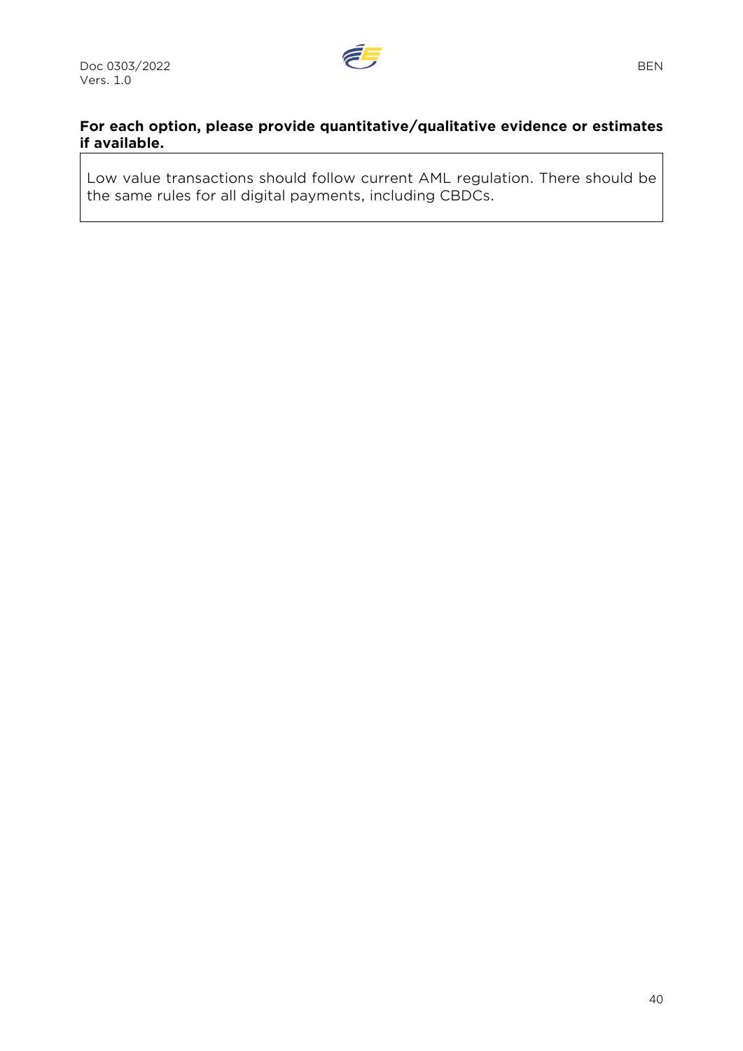**For each option, please provide quantitative/qualitative evidence or estimates if available.**

| Low value transactions should follow current AML regulation. There should be the same rules for all digital payments, including CBDCs. |
| --- |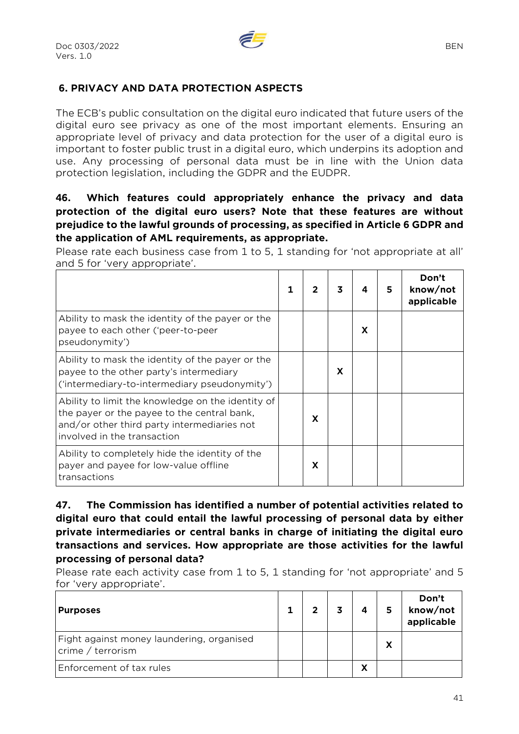## 6. PRIVACY AND DATA PROTECTION ASPECTS

The ECB's public consultation on the digital euro indicated that future users of the digital euro see privacy as one of the most important elements. Ensuring an appropriate level of privacy and data protection for the user of a digital euro is important to foster public trust in a digital euro, which underpins its adoption and use. Any processing of personal data must be in line with the Union data protection legislation, including the GDPR and the EUDPR.

**46. Which features could appropriately enhance the privacy and data protection of the digital euro users? Note that these features are without prejudice to the lawful grounds of processing, as specified in Article 6 GDPR and the application of AML requirements, as appropriate.**

Please rate each business case from 1 to 5, 1 standing for 'not appropriate at all' and 5 for 'very appropriate'.

| | 1 | 2 | 3 | 4 | 5 | Don't know/not applicable |
|---|---|---|---|---|---|---|
| Ability to mask the identity of the payer or the payee to each other ('peer-to-peer pseudonymity') | | | | X | | |
| Ability to mask the identity of the payer or the payee to the other party's intermediary ('intermediary-to-intermediary pseudonymity') | | | X | | | |
| Ability to limit the knowledge on the identity of the payer or the payee to the central bank, and/or other third party intermediaries not involved in the transaction | | X | | | | |
| Ability to completely hide the identity of the payer and payee for low-value offline transactions | | X | | | | |

**47. The Commission has identified a number of potential activities related to digital euro that could entail the lawful processing of personal data by either private intermediaries or central banks in charge of initiating the digital euro transactions and services. How appropriate are those activities for the lawful processing of personal data?**

Please rate each activity case from 1 to 5, 1 standing for 'not appropriate' and 5 for 'very appropriate'.

| Purposes | 1 | 2 | 3 | 4 | 5 | Don't know/not applicable |
|---|---|---|---|---|---|---|
| Fight against money laundering, organised crime / terrorism | | | | | X | |
| Enforcement of tax rules | | | | X | | |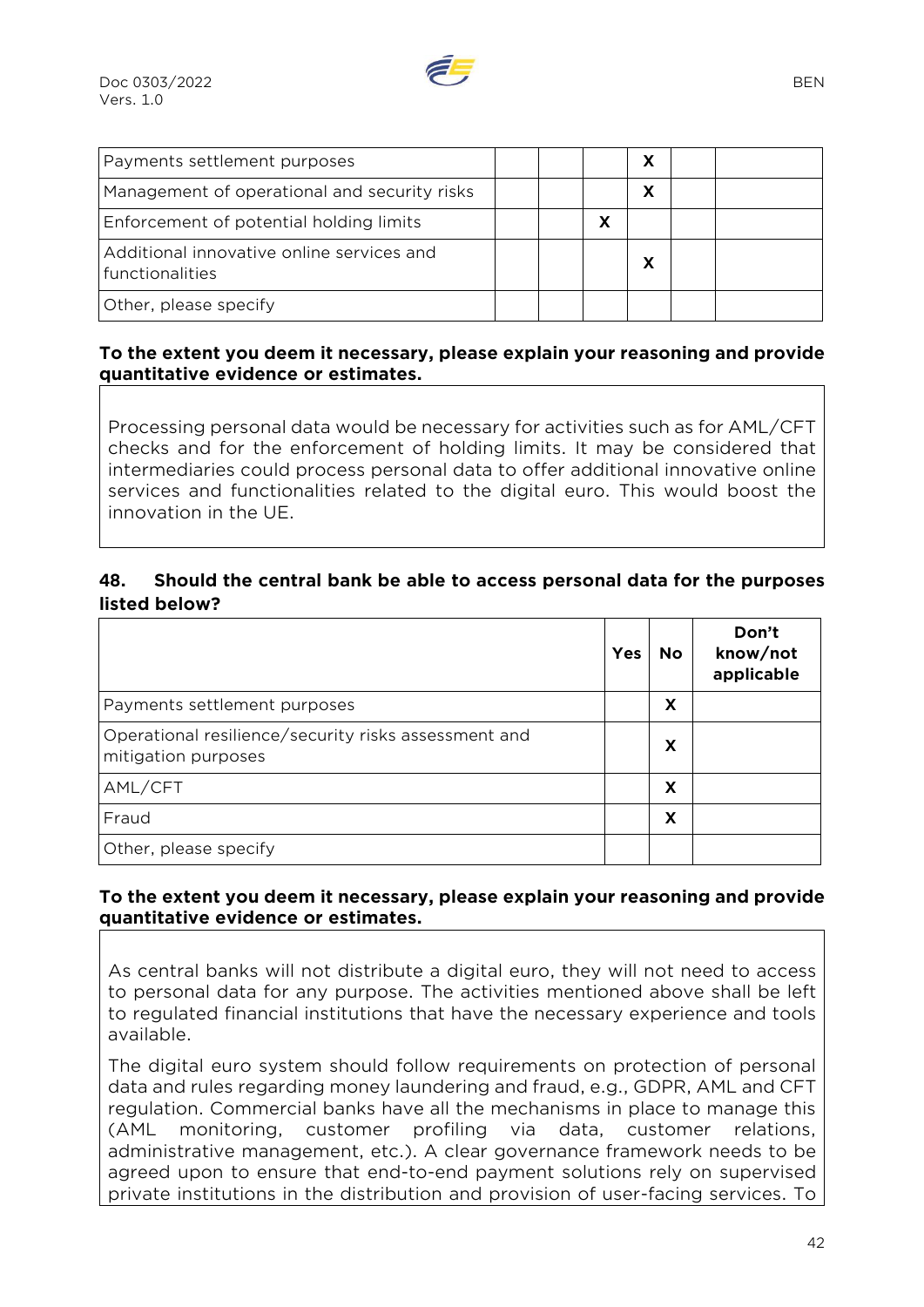| | | | | | | |
|---|---|---|---|---|---|---|
| Payments settlement purposes | | | | X | | |
| Management of operational and security risks | | | | X | | |
| Enforcement of potential holding limits | | | X | | | |
| Additional innovative online services and functionalities | | | | X | | |
| Other, please specify | | | | | | |

**To the extent you deem it necessary, please explain your reasoning and provide quantitative evidence or estimates.**

Processing personal data would be necessary for activities such as for AML/CFT checks and for the enforcement of holding limits. It may be considered that intermediaries could process personal data to offer additional innovative online services and functionalities related to the digital euro. This would boost the innovation in the UE.

### 48. Should the central bank be able to access personal data for the purposes listed below?

| | Yes | No | Don't know/not applicable |
|---|---|---|---|
| Payments settlement purposes | | X | |
| Operational resilience/security risks assessment and mitigation purposes | | X | |
| AML/CFT | | X | |
| Fraud | | X | |
| Other, please specify | | | |

**To the extent you deem it necessary, please explain your reasoning and provide quantitative evidence or estimates.**

As central banks will not distribute a digital euro, they will not need to access to personal data for any purpose. The activities mentioned above shall be left to regulated financial institutions that have the necessary experience and tools available.

The digital euro system should follow requirements on protection of personal data and rules regarding money laundering and fraud, e.g., GDPR, AML and CFT regulation. Commercial banks have all the mechanisms in place to manage this (AML monitoring, customer profiling via data, customer relations, administrative management, etc.). A clear governance framework needs to be agreed upon to ensure that end-to-end payment solutions rely on supervised private institutions in the distribution and provision of user-facing services. To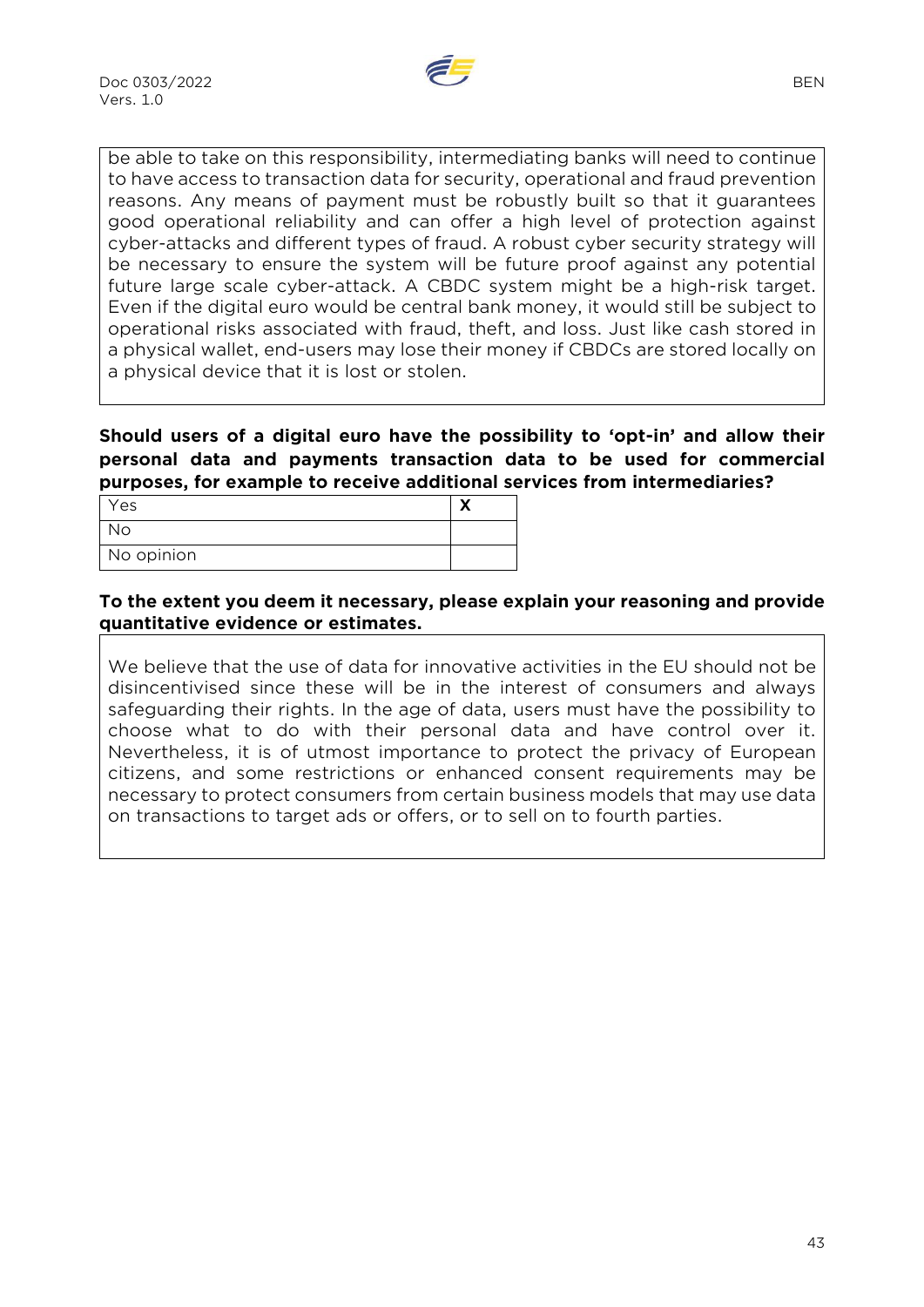be able to take on this responsibility, intermediating banks will need to continue to have access to transaction data for security, operational and fraud prevention reasons. Any means of payment must be robustly built so that it guarantees good operational reliability and can offer a high level of protection against cyber-attacks and different types of fraud. A robust cyber security strategy will be necessary to ensure the system will be future proof against any potential future large scale cyber-attack. A CBDC system might be a high-risk target. Even if the digital euro would be central bank money, it would still be subject to operational risks associated with fraud, theft, and loss. Just like cash stored in a physical wallet, end-users may lose their money if CBDCs are stored locally on a physical device that it is lost or stolen.

**Should users of a digital euro have the possibility to 'opt-in' and allow their personal data and payments transaction data to be used for commercial purposes, for example to receive additional services from intermediaries?**

| | |
|---|---|
| Yes | X |
| No | |
| No opinion | |

**To the extent you deem it necessary, please explain your reasoning and provide quantitative evidence or estimates.**

We believe that the use of data for innovative activities in the EU should not be disincentivised since these will be in the interest of consumers and always safeguarding their rights. In the age of data, users must have the possibility to choose what to do with their personal data and have control over it. Nevertheless, it is of utmost importance to protect the privacy of European citizens, and some restrictions or enhanced consent requirements may be necessary to protect consumers from certain business models that may use data on transactions to target ads or offers, or to sell on to fourth parties.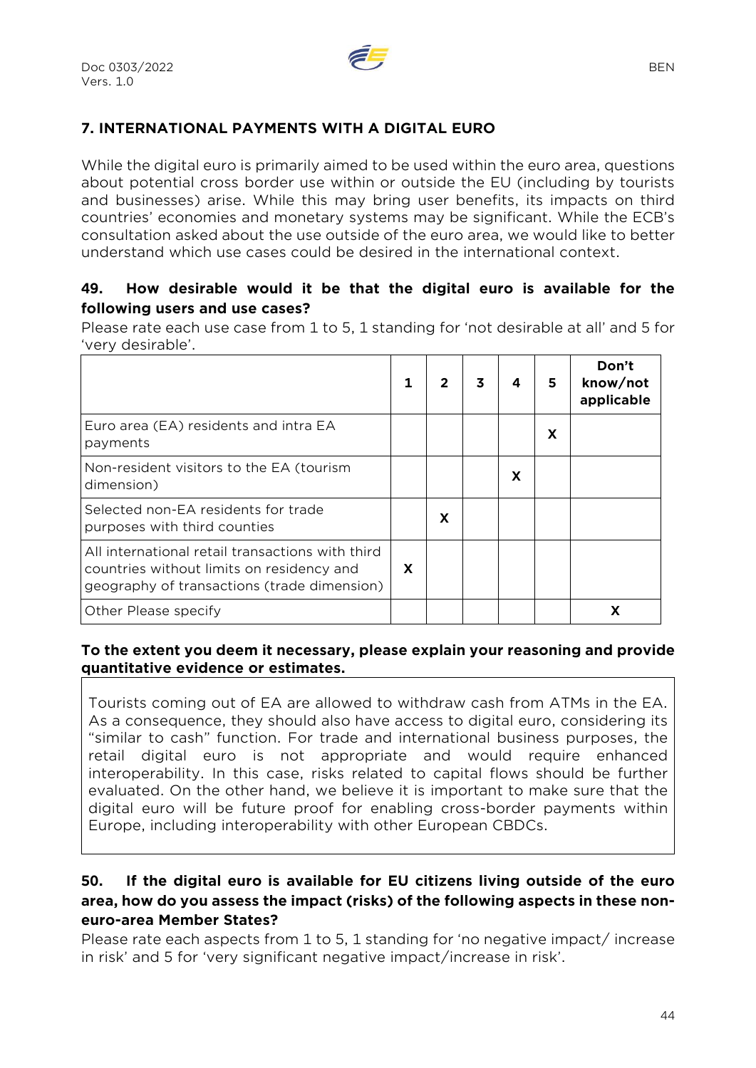## 7. INTERNATIONAL PAYMENTS WITH A DIGITAL EURO

While the digital euro is primarily aimed to be used within the euro area, questions about potential cross border use within or outside the EU (including by tourists and businesses) arise. While this may bring user benefits, its impacts on third countries' economies and monetary systems may be significant. While the ECB's consultation asked about the use outside of the euro area, we would like to better understand which use cases could be desired in the international context.

### 49. How desirable would it be that the digital euro is available for the following users and use cases?

Please rate each use case from 1 to 5, 1 standing for 'not desirable at all' and 5 for 'very desirable'.

| | 1 | 2 | 3 | 4 | 5 | Don't know/not applicable |
|---|---|---|---|---|---|---|
| Euro area (EA) residents and intra EA payments | | | | | X | |
| Non-resident visitors to the EA (tourism dimension) | | | | X | | |
| Selected non-EA residents for trade purposes with third counties | | X | | | | |
| All international retail transactions with third countries without limits on residency and geography of transactions (trade dimension) | X | | | | | |
| Other Please specify | | | | | | X |

**To the extent you deem it necessary, please explain your reasoning and provide quantitative evidence or estimates.**

Tourists coming out of EA are allowed to withdraw cash from ATMs in the EA. As a consequence, they should also have access to digital euro, considering its "similar to cash" function. For trade and international business purposes, the retail digital euro is not appropriate and would require enhanced interoperability. In this case, risks related to capital flows should be further evaluated. On the other hand, we believe it is important to make sure that the digital euro will be future proof for enabling cross-border payments within Europe, including interoperability with other European CBDCs.

### 50. If the digital euro is available for EU citizens living outside of the euro area, how do you assess the impact (risks) of the following aspects in these non-euro-area Member States?

Please rate each aspects from 1 to 5, 1 standing for 'no negative impact/ increase in risk' and 5 for 'very significant negative impact/increase in risk'.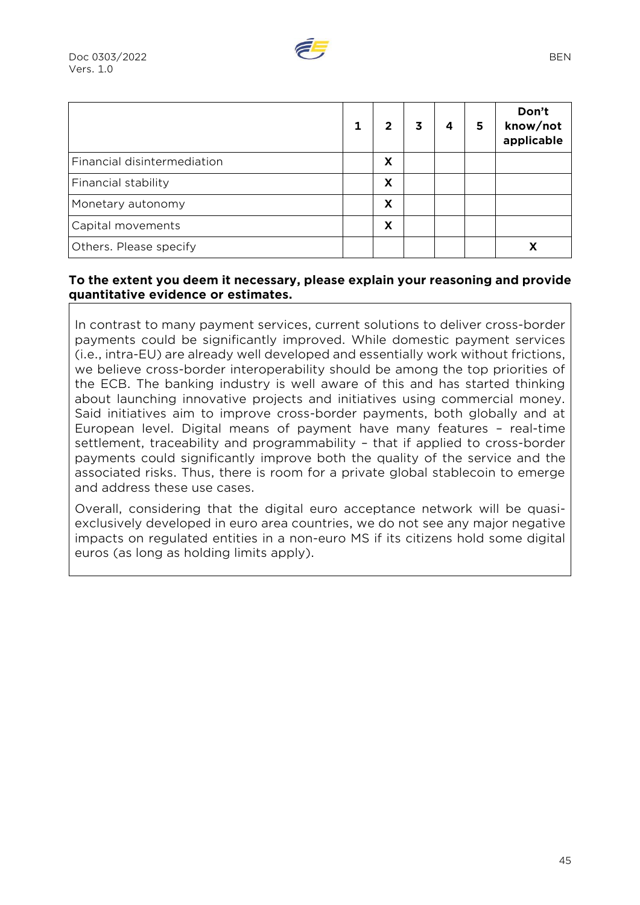| | 1 | 2 | 3 | 4 | 5 | Don't know/not applicable |
|---|---|---|---|---|---|---|
| Financial disintermediation | | X | | | | |
| Financial stability | | X | | | | |
| Monetary autonomy | | X | | | | |
| Capital movements | | X | | | | |
| Others. Please specify | | | | | | X |

**To the extent you deem it necessary, please explain your reasoning and provide quantitative evidence or estimates.**

In contrast to many payment services, current solutions to deliver cross-border payments could be significantly improved. While domestic payment services (i.e., intra-EU) are already well developed and essentially work without frictions, we believe cross-border interoperability should be among the top priorities of the ECB. The banking industry is well aware of this and has started thinking about launching innovative projects and initiatives using commercial money. Said initiatives aim to improve cross-border payments, both globally and at European level. Digital means of payment have many features – real-time settlement, traceability and programmability – that if applied to cross-border payments could significantly improve both the quality of the service and the associated risks. Thus, there is room for a private global stablecoin to emerge and address these use cases.

Overall, considering that the digital euro acceptance network will be quasi-exclusively developed in euro area countries, we do not see any major negative impacts on regulated entities in a non-euro MS if its citizens hold some digital euros (as long as holding limits apply).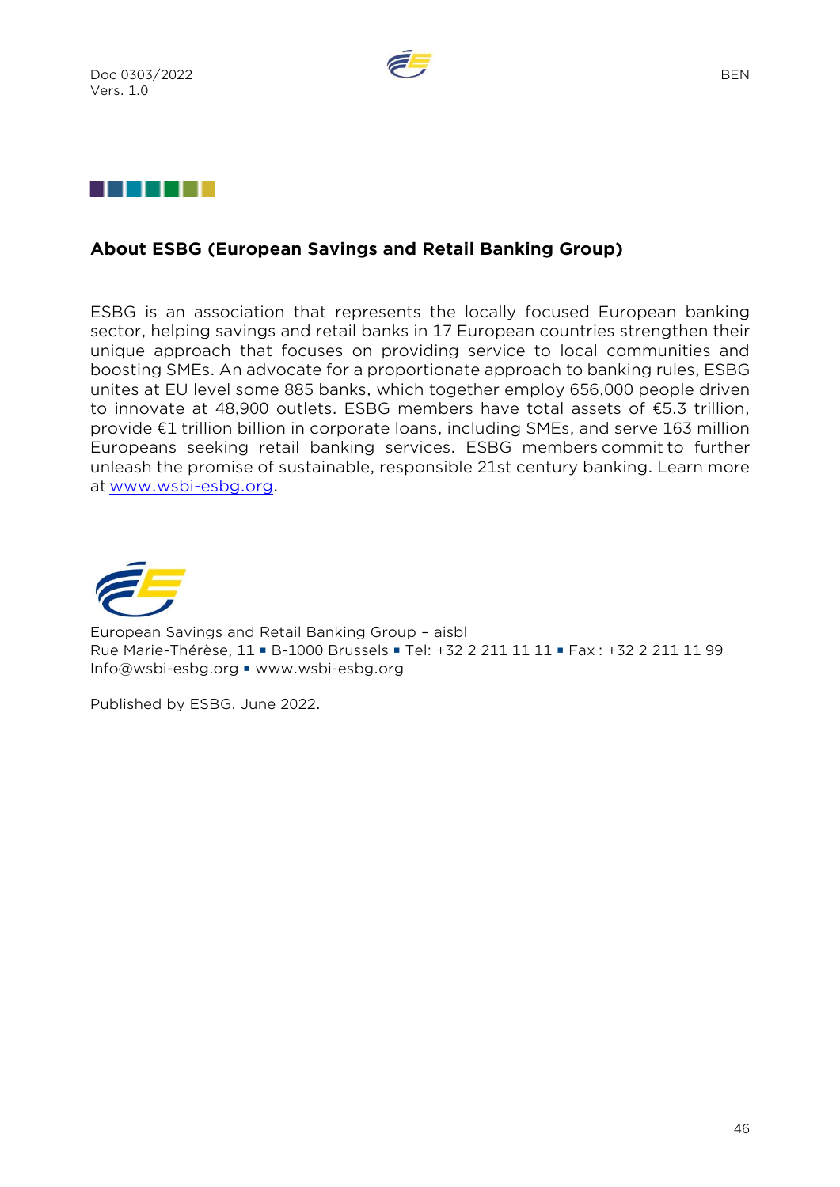## About ESBG (European Savings and Retail Banking Group)

ESBG is an association that represents the locally focused European banking sector, helping savings and retail banks in 17 European countries strengthen their unique approach that focuses on providing service to local communities and boosting SMEs. An advocate for a proportionate approach to banking rules, ESBG unites at EU level some 885 banks, which together employ 656,000 people driven to innovate at 48,900 outlets. ESBG members have total assets of €5.3 trillion, provide €1 trillion billion in corporate loans, including SMEs, and serve 163 million Europeans seeking retail banking services. ESBG members commit to further unleash the promise of sustainable, responsible 21st century banking. Learn more at [www.wsbi-esbg.org](http://www.wsbi-esbg.org).

European Savings and Retail Banking Group – aisbl
Rue Marie-Thérèse, 11 ▪ B-1000 Brussels ▪ Tel: +32 2 211 11 11 ▪ Fax : +32 2 211 11 99
Info@wsbi-esbg.org ▪ www.wsbi-esbg.org

Published by ESBG. June 2022.